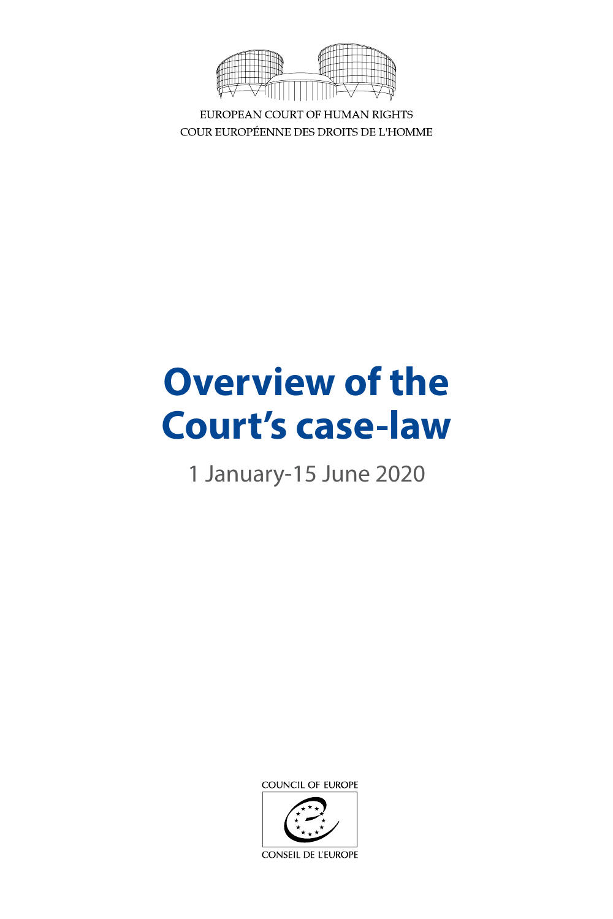EUROPEAN COURT OF HUMAN RIGHTS
COUR EUROPÉENNE DES DROITS DE L'HOMME

# Overview of the Court's case-law

1 January-15 June 2020

COUNCIL OF EUROPE

CONSEIL DE L'EUROPE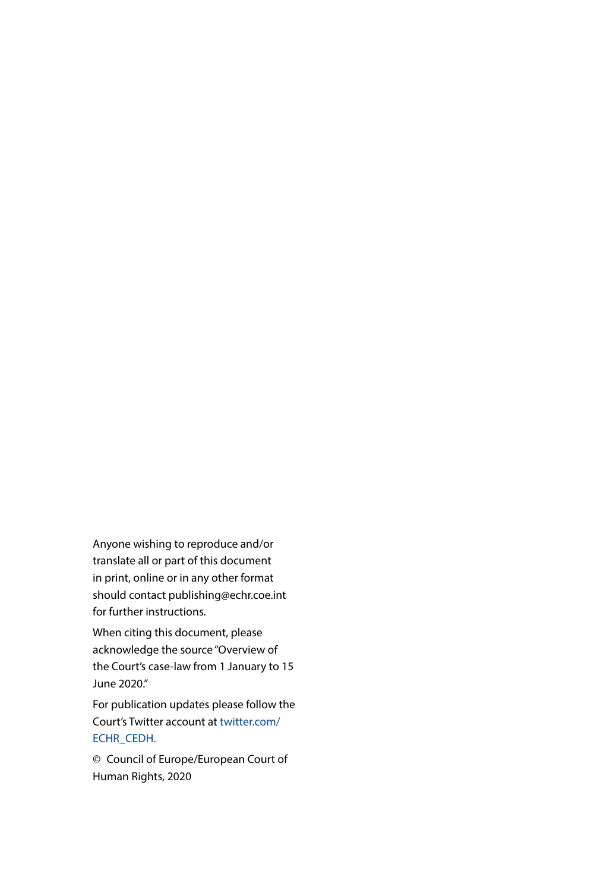Anyone wishing to reproduce and/or translate all or part of this document in print, online or in any other format should contact publishing@echr.coe.int for further instructions.

When citing this document, please acknowledge the source "Overview of the Court's case-law from 1 January to 15 June 2020."

For publication updates please follow the Court's Twitter account at twitter.com/ECHR_CEDH.

© Council of Europe/European Court of Human Rights, 2020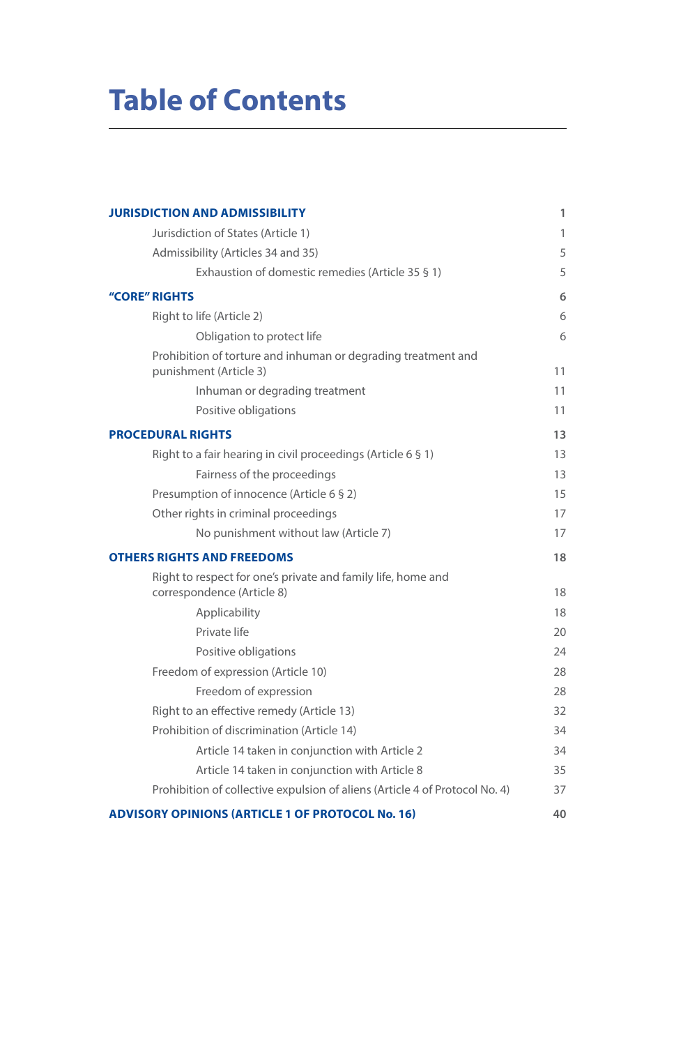# Table of Contents

**JURISDICTION AND ADMISSIBILITY** 1

- Jurisdiction of States (Article 1) 1
- Admissibility (Articles 34 and 35) 5
  - Exhaustion of domestic remedies (Article 35 § 1) 5

**"CORE" RIGHTS** 6

- Right to life (Article 2) 6
  - Obligation to protect life 6
- Prohibition of torture and inhuman or degrading treatment and punishment (Article 3) 11
  - Inhuman or degrading treatment 11
  - Positive obligations 11

**PROCEDURAL RIGHTS** 13

- Right to a fair hearing in civil proceedings (Article 6 § 1) 13
  - Fairness of the proceedings 13
- Presumption of innocence (Article 6 § 2) 15
- Other rights in criminal proceedings 17
  - No punishment without law (Article 7) 17

**OTHERS RIGHTS AND FREEDOMS** 18

- Right to respect for one's private and family life, home and correspondence (Article 8) 18
  - Applicability 18
  - Private life 20
  - Positive obligations 24
- Freedom of expression (Article 10) 28
  - Freedom of expression 28
- Right to an effective remedy (Article 13) 32
- Prohibition of discrimination (Article 14) 34
  - Article 14 taken in conjunction with Article 2 34
  - Article 14 taken in conjunction with Article 8 35
- Prohibition of collective expulsion of aliens (Article 4 of Protocol No. 4) 37

**ADVISORY OPINIONS (ARTICLE 1 OF PROTOCOL No. 16)** 40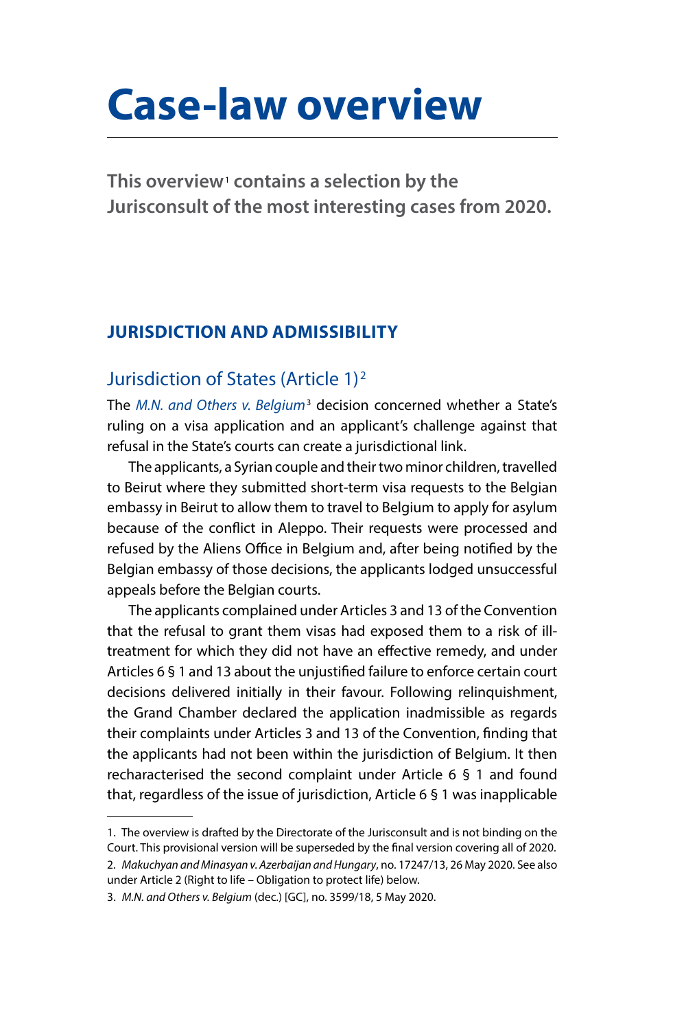# Case-law overview

**This overview[1] contains a selection by the Jurisconsult of the most interesting cases from 2020.**

## JURISDICTION AND ADMISSIBILITY

### Jurisdiction of States (Article 1)[2]

The *M.N. and Others v. Belgium*[3] decision concerned whether a State's ruling on a visa application and an applicant's challenge against that refusal in the State's courts can create a jurisdictional link.

The applicants, a Syrian couple and their two minor children, travelled to Beirut where they submitted short-term visa requests to the Belgian embassy in Beirut to allow them to travel to Belgium to apply for asylum because of the conflict in Aleppo. Their requests were processed and refused by the Aliens Office in Belgium and, after being notified by the Belgian embassy of those decisions, the applicants lodged unsuccessful appeals before the Belgian courts.

The applicants complained under Articles 3 and 13 of the Convention that the refusal to grant them visas had exposed them to a risk of ill-treatment for which they did not have an effective remedy, and under Articles 6 § 1 and 13 about the unjustified failure to enforce certain court decisions delivered initially in their favour. Following relinquishment, the Grand Chamber declared the application inadmissible as regards their complaints under Articles 3 and 13 of the Convention, finding that the applicants had not been within the jurisdiction of Belgium. It then recharacterised the second complaint under Article 6 § 1 and found that, regardless of the issue of jurisdiction, Article 6 § 1 was inapplicable

---

1. The overview is drafted by the Directorate of the Jurisconsult and is not binding on the Court. This provisional version will be superseded by the final version covering all of 2020.

2. *Makuchyan and Minasyan v. Azerbaijan and Hungary*, no. 17247/13, 26 May 2020. See also under Article 2 (Right to life – Obligation to protect life) below.

3. *M.N. and Others v. Belgium* (dec.) [GC], no. 3599/18, 5 May 2020.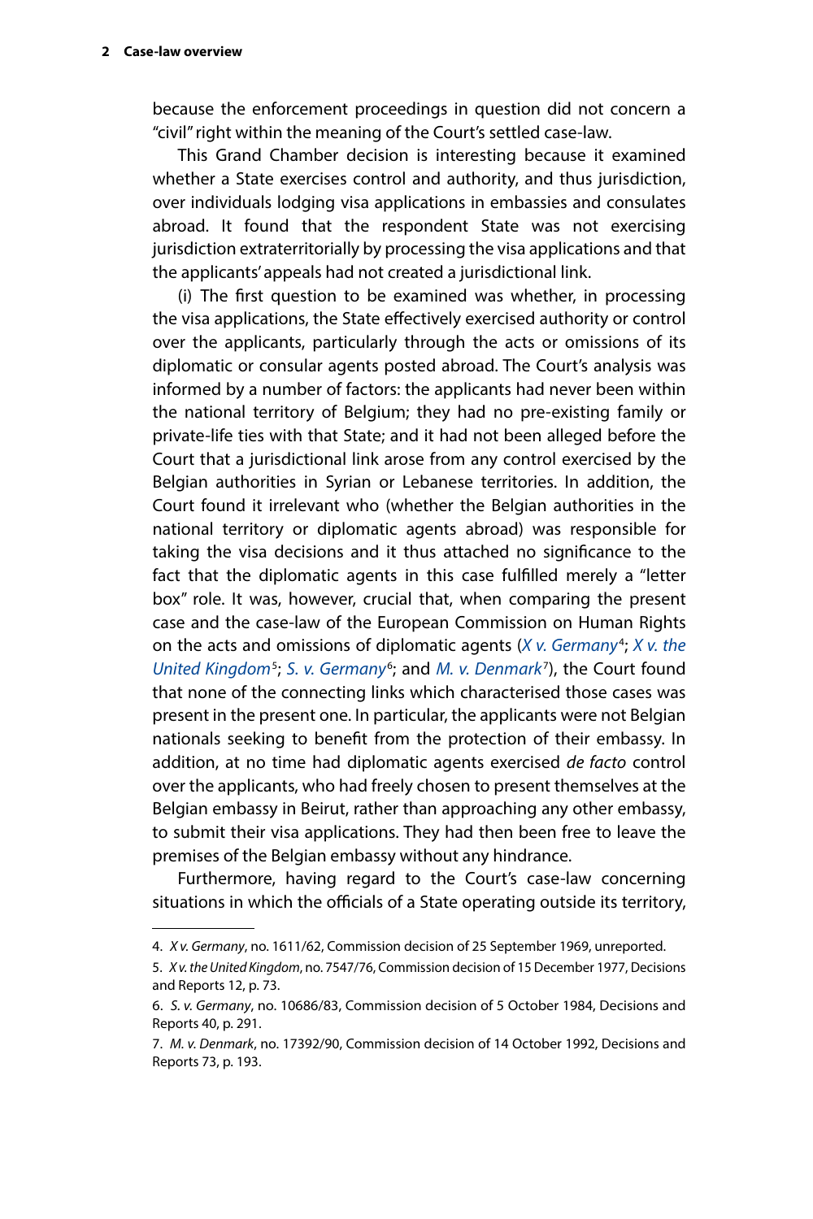because the enforcement proceedings in question did not concern a "civil" right within the meaning of the Court's settled case-law.

This Grand Chamber decision is interesting because it examined whether a State exercises control and authority, and thus jurisdiction, over individuals lodging visa applications in embassies and consulates abroad. It found that the respondent State was not exercising jurisdiction extraterritorially by processing the visa applications and that the applicants' appeals had not created a jurisdictional link.

(i) The first question to be examined was whether, in processing the visa applications, the State effectively exercised authority or control over the applicants, particularly through the acts or omissions of its diplomatic or consular agents posted abroad. The Court's analysis was informed by a number of factors: the applicants had never been within the national territory of Belgium; they had no pre-existing family or private-life ties with that State; and it had not been alleged before the Court that a jurisdictional link arose from any control exercised by the Belgian authorities in Syrian or Lebanese territories. In addition, the Court found it irrelevant who (whether the Belgian authorities in the national territory or diplomatic agents abroad) was responsible for taking the visa decisions and it thus attached no significance to the fact that the diplomatic agents in this case fulfilled merely a "letter box" role. It was, however, crucial that, when comparing the present case and the case-law of the European Commission on Human Rights on the acts and omissions of diplomatic agents (*X v. Germany*[4]; *X v. the United Kingdom*[5]; *S. v. Germany*[6]; and *M. v. Denmark*[7]), the Court found that none of the connecting links which characterised those cases was present in the present one. In particular, the applicants were not Belgian nationals seeking to benefit from the protection of their embassy. In addition, at no time had diplomatic agents exercised *de facto* control over the applicants, who had freely chosen to present themselves at the Belgian embassy in Beirut, rather than approaching any other embassy, to submit their visa applications. They had then been free to leave the premises of the Belgian embassy without any hindrance.

Furthermore, having regard to the Court's case-law concerning situations in which the officials of a State operating outside its territory,

---

4. *X v. Germany*, no. 1611/62, Commission decision of 25 September 1969, unreported.

5. *X v. the United Kingdom*, no. 7547/76, Commission decision of 15 December 1977, Decisions and Reports 12, p. 73.

6. *S. v. Germany*, no. 10686/83, Commission decision of 5 October 1984, Decisions and Reports 40, p. 291.

7. *M. v. Denmark*, no. 17392/90, Commission decision of 14 October 1992, Decisions and Reports 73, p. 193.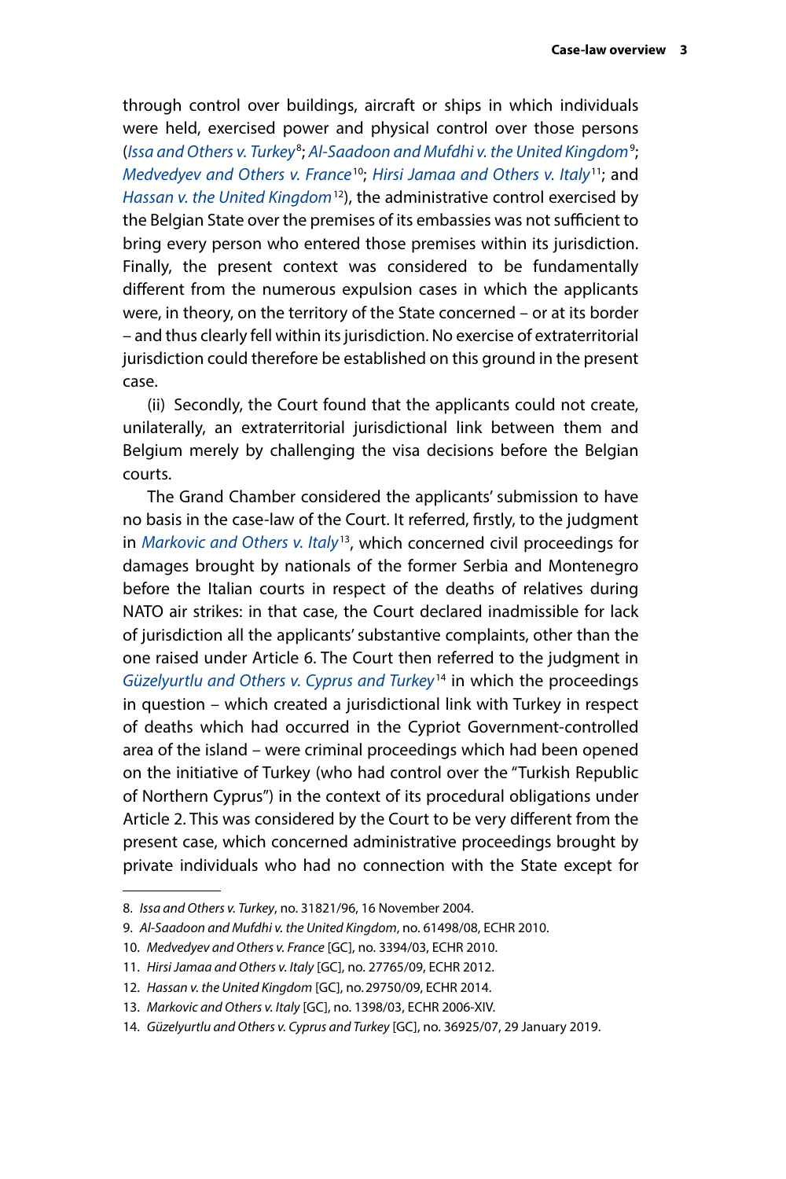through control over buildings, aircraft or ships in which individuals were held, exercised power and physical control over those persons (*Issa and Others v. Turkey*[8]; *Al-Saadoon and Mufdhi v. the United Kingdom*[9]; *Medvedyev and Others v. France*[10]; *Hirsi Jamaa and Others v. Italy*[11]; and *Hassan v. the United Kingdom*[12]), the administrative control exercised by the Belgian State over the premises of its embassies was not sufficient to bring every person who entered those premises within its jurisdiction. Finally, the present context was considered to be fundamentally different from the numerous expulsion cases in which the applicants were, in theory, on the territory of the State concerned – or at its border – and thus clearly fell within its jurisdiction. No exercise of extraterritorial jurisdiction could therefore be established on this ground in the present case.

(ii) Secondly, the Court found that the applicants could not create, unilaterally, an extraterritorial jurisdictional link between them and Belgium merely by challenging the visa decisions before the Belgian courts.

The Grand Chamber considered the applicants' submission to have no basis in the case-law of the Court. It referred, firstly, to the judgment in *Markovic and Others v. Italy*[13], which concerned civil proceedings for damages brought by nationals of the former Serbia and Montenegro before the Italian courts in respect of the deaths of relatives during NATO air strikes: in that case, the Court declared inadmissible for lack of jurisdiction all the applicants' substantive complaints, other than the one raised under Article 6. The Court then referred to the judgment in *Güzelyurtlu and Others v. Cyprus and Turkey*[14] in which the proceedings in question – which created a jurisdictional link with Turkey in respect of deaths which had occurred in the Cypriot Government-controlled area of the island – were criminal proceedings which had been opened on the initiative of Turkey (who had control over the "Turkish Republic of Northern Cyprus") in the context of its procedural obligations under Article 2. This was considered by the Court to be very different from the present case, which concerned administrative proceedings brought by private individuals who had no connection with the State except for

---

8. *Issa and Others v. Turkey*, no. 31821/96, 16 November 2004.
9. *Al-Saadoon and Mufdhi v. the United Kingdom*, no. 61498/08, ECHR 2010.
10. *Medvedyev and Others v. France* [GC], no. 3394/03, ECHR 2010.
11. *Hirsi Jamaa and Others v. Italy* [GC], no. 27765/09, ECHR 2012.
12. *Hassan v. the United Kingdom* [GC], no. 29750/09, ECHR 2014.
13. *Markovic and Others v. Italy* [GC], no. 1398/03, ECHR 2006-XIV.
14. *Güzelyurtlu and Others v. Cyprus and Turkey* [GC], no. 36925/07, 29 January 2019.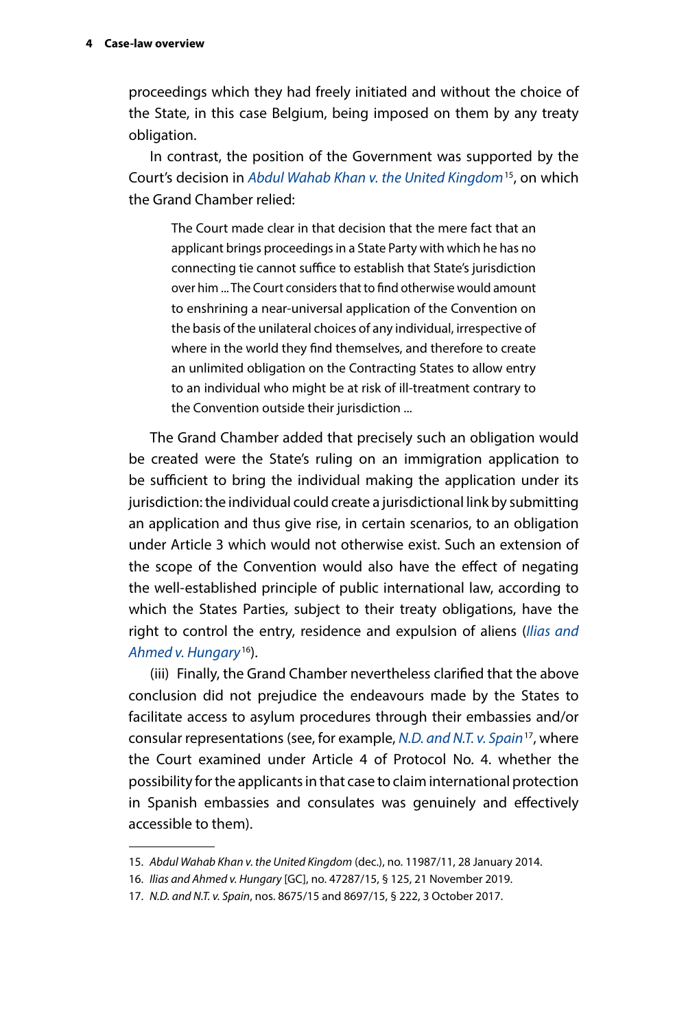proceedings which they had freely initiated and without the choice of the State, in this case Belgium, being imposed on them by any treaty obligation.

In contrast, the position of the Government was supported by the Court's decision in *Abdul Wahab Khan v. the United Kingdom*[15], on which the Grand Chamber relied:

> The Court made clear in that decision that the mere fact that an applicant brings proceedings in a State Party with which he has no connecting tie cannot suffice to establish that State's jurisdiction over him ... The Court considers that to find otherwise would amount to enshrining a near-universal application of the Convention on the basis of the unilateral choices of any individual, irrespective of where in the world they find themselves, and therefore to create an unlimited obligation on the Contracting States to allow entry to an individual who might be at risk of ill-treatment contrary to the Convention outside their jurisdiction ...

The Grand Chamber added that precisely such an obligation would be created were the State's ruling on an immigration application to be sufficient to bring the individual making the application under its jurisdiction: the individual could create a jurisdictional link by submitting an application and thus give rise, in certain scenarios, to an obligation under Article 3 which would not otherwise exist. Such an extension of the scope of the Convention would also have the effect of negating the well-established principle of public international law, according to which the States Parties, subject to their treaty obligations, have the right to control the entry, residence and expulsion of aliens (*Ilias and Ahmed v. Hungary*[16]).

(iii) Finally, the Grand Chamber nevertheless clarified that the above conclusion did not prejudice the endeavours made by the States to facilitate access to asylum procedures through their embassies and/or consular representations (see, for example, *N.D. and N.T. v. Spain*[17], where the Court examined under Article 4 of Protocol No. 4. whether the possibility for the applicants in that case to claim international protection in Spanish embassies and consulates was genuinely and effectively accessible to them).

---

15. *Abdul Wahab Khan v. the United Kingdom* (dec.), no. 11987/11, 28 January 2014.
16. *Ilias and Ahmed v. Hungary* [GC], no. 47287/15, § 125, 21 November 2019.
17. *N.D. and N.T. v. Spain*, nos. 8675/15 and 8697/15, § 222, 3 October 2017.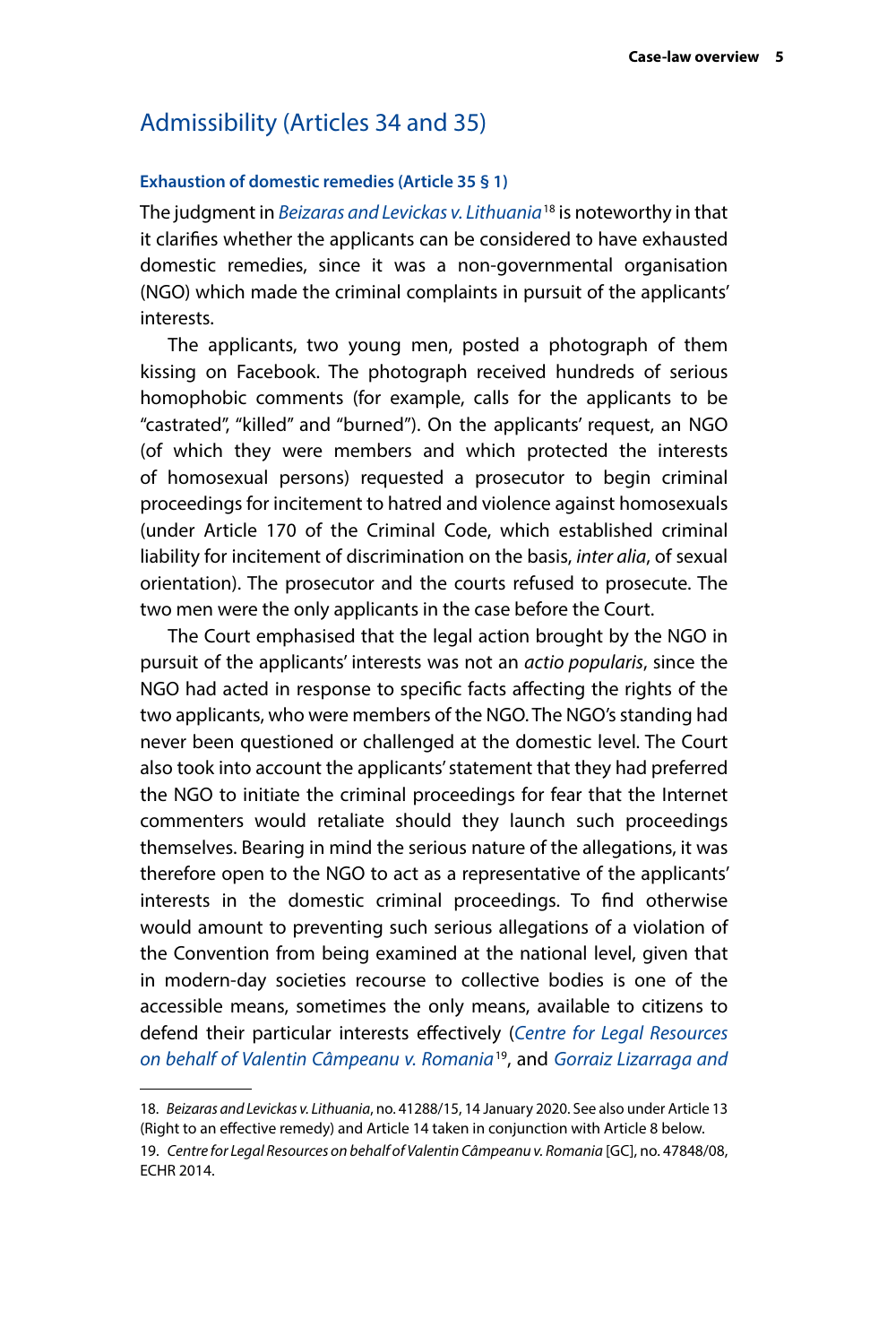## Admissibility (Articles 34 and 35)

### Exhaustion of domestic remedies (Article 35 § 1)

The judgment in *Beizaras and Levickas v. Lithuania*[18] is noteworthy in that it clarifies whether the applicants can be considered to have exhausted domestic remedies, since it was a non-governmental organisation (NGO) which made the criminal complaints in pursuit of the applicants' interests.

The applicants, two young men, posted a photograph of them kissing on Facebook. The photograph received hundreds of serious homophobic comments (for example, calls for the applicants to be "castrated", "killed" and "burned"). On the applicants' request, an NGO (of which they were members and which protected the interests of homosexual persons) requested a prosecutor to begin criminal proceedings for incitement to hatred and violence against homosexuals (under Article 170 of the Criminal Code, which established criminal liability for incitement of discrimination on the basis, *inter alia*, of sexual orientation). The prosecutor and the courts refused to prosecute. The two men were the only applicants in the case before the Court.

The Court emphasised that the legal action brought by the NGO in pursuit of the applicants' interests was not an *actio popularis*, since the NGO had acted in response to specific facts affecting the rights of the two applicants, who were members of the NGO. The NGO's standing had never been questioned or challenged at the domestic level. The Court also took into account the applicants' statement that they had preferred the NGO to initiate the criminal proceedings for fear that the Internet commenters would retaliate should they launch such proceedings themselves. Bearing in mind the serious nature of the allegations, it was therefore open to the NGO to act as a representative of the applicants' interests in the domestic criminal proceedings. To find otherwise would amount to preventing such serious allegations of a violation of the Convention from being examined at the national level, given that in modern-day societies recourse to collective bodies is one of the accessible means, sometimes the only means, available to citizens to defend their particular interests effectively (*Centre for Legal Resources on behalf of Valentin Câmpeanu v. Romania*[19], and *Gorraiz Lizarraga and*

---

18. *Beizaras and Levickas v. Lithuania*, no. 41288/15, 14 January 2020. See also under Article 13 (Right to an effective remedy) and Article 14 taken in conjunction with Article 8 below.

19. *Centre for Legal Resources on behalf of Valentin Câmpeanu v. Romania* [GC], no. 47848/08, ECHR 2014.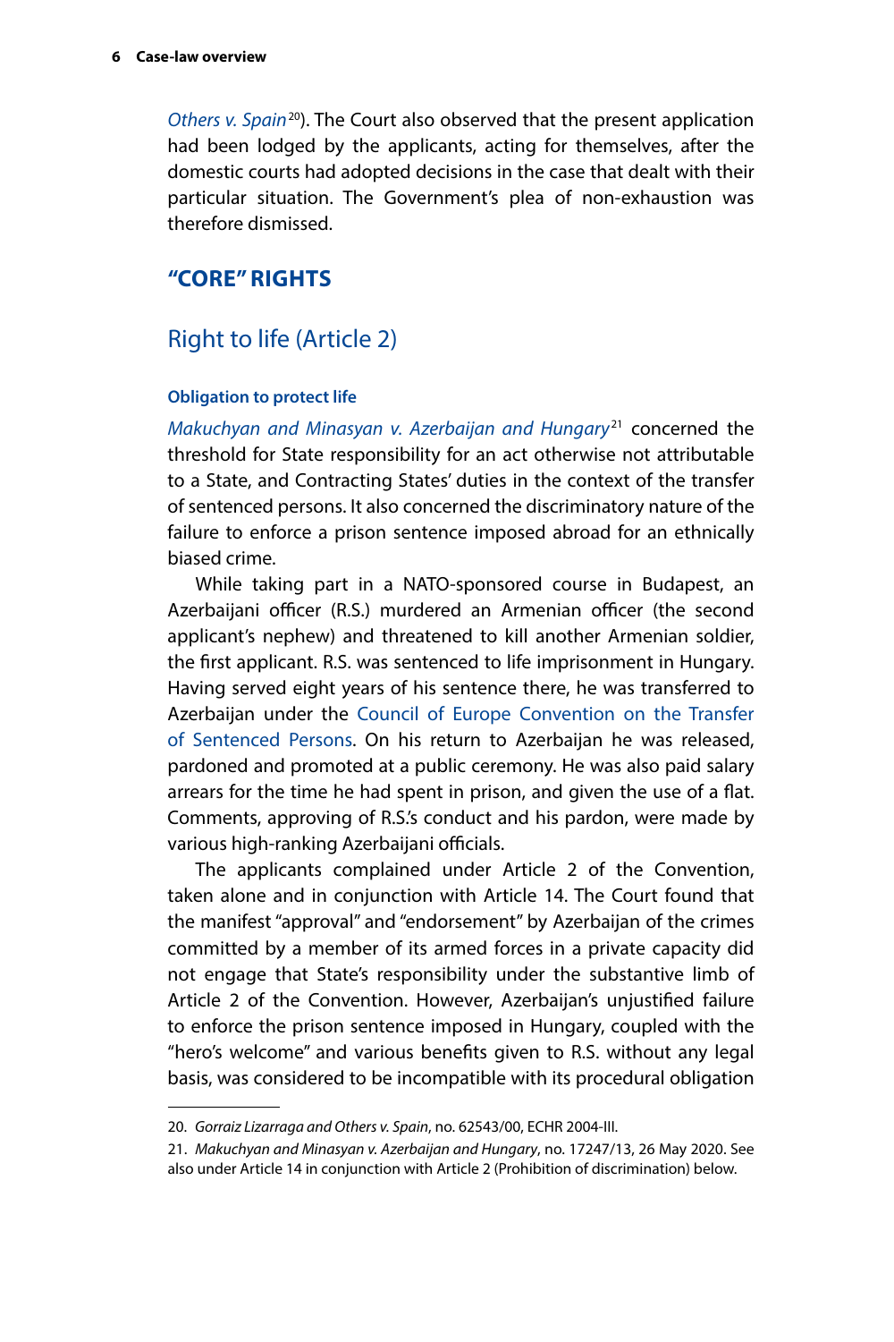*Others v. Spain*[20]). The Court also observed that the present application had been lodged by the applicants, acting for themselves, after the domestic courts had adopted decisions in the case that dealt with their particular situation. The Government's plea of non-exhaustion was therefore dismissed.

## "CORE" RIGHTS

### Right to life (Article 2)

#### Obligation to protect life

*Makuchyan and Minasyan v. Azerbaijan and Hungary*[21] concerned the threshold for State responsibility for an act otherwise not attributable to a State, and Contracting States' duties in the context of the transfer of sentenced persons. It also concerned the discriminatory nature of the failure to enforce a prison sentence imposed abroad for an ethnically biased crime.

While taking part in a NATO-sponsored course in Budapest, an Azerbaijani officer (R.S.) murdered an Armenian officer (the second applicant's nephew) and threatened to kill another Armenian soldier, the first applicant. R.S. was sentenced to life imprisonment in Hungary. Having served eight years of his sentence there, he was transferred to Azerbaijan under the Council of Europe Convention on the Transfer of Sentenced Persons. On his return to Azerbaijan he was released, pardoned and promoted at a public ceremony. He was also paid salary arrears for the time he had spent in prison, and given the use of a flat. Comments, approving of R.S.'s conduct and his pardon, were made by various high-ranking Azerbaijani officials.

The applicants complained under Article 2 of the Convention, taken alone and in conjunction with Article 14. The Court found that the manifest "approval" and "endorsement" by Azerbaijan of the crimes committed by a member of its armed forces in a private capacity did not engage that State's responsibility under the substantive limb of Article 2 of the Convention. However, Azerbaijan's unjustified failure to enforce the prison sentence imposed in Hungary, coupled with the "hero's welcome" and various benefits given to R.S. without any legal basis, was considered to be incompatible with its procedural obligation

---

20. *Gorraiz Lizarraga and Others v. Spain*, no. 62543/00, ECHR 2004-III.

21. *Makuchyan and Minasyan v. Azerbaijan and Hungary*, no. 17247/13, 26 May 2020. See also under Article 14 in conjunction with Article 2 (Prohibition of discrimination) below.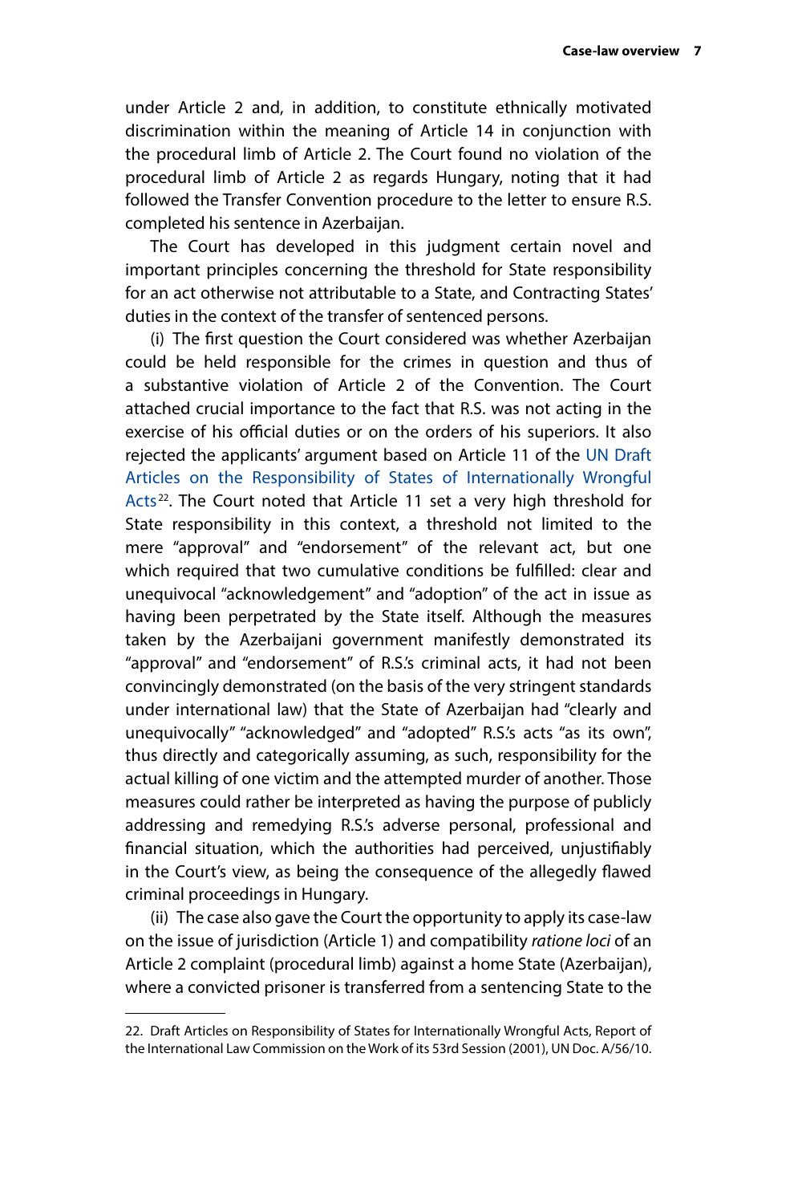under Article 2 and, in addition, to constitute ethnically motivated discrimination within the meaning of Article 14 in conjunction with the procedural limb of Article 2. The Court found no violation of the procedural limb of Article 2 as regards Hungary, noting that it had followed the Transfer Convention procedure to the letter to ensure R.S. completed his sentence in Azerbaijan.

The Court has developed in this judgment certain novel and important principles concerning the threshold for State responsibility for an act otherwise not attributable to a State, and Contracting States' duties in the context of the transfer of sentenced persons.

(i) The first question the Court considered was whether Azerbaijan could be held responsible for the crimes in question and thus of a substantive violation of Article 2 of the Convention. The Court attached crucial importance to the fact that R.S. was not acting in the exercise of his official duties or on the orders of his superiors. It also rejected the applicants' argument based on Article 11 of the UN Draft Articles on the Responsibility of States of Internationally Wrongful Acts[22]. The Court noted that Article 11 set a very high threshold for State responsibility in this context, a threshold not limited to the mere "approval" and "endorsement" of the relevant act, but one which required that two cumulative conditions be fulfilled: clear and unequivocal "acknowledgement" and "adoption" of the act in issue as having been perpetrated by the State itself. Although the measures taken by the Azerbaijani government manifestly demonstrated its "approval" and "endorsement" of R.S.'s criminal acts, it had not been convincingly demonstrated (on the basis of the very stringent standards under international law) that the State of Azerbaijan had "clearly and unequivocally" "acknowledged" and "adopted" R.S.'s acts "as its own", thus directly and categorically assuming, as such, responsibility for the actual killing of one victim and the attempted murder of another. Those measures could rather be interpreted as having the purpose of publicly addressing and remedying R.S.'s adverse personal, professional and financial situation, which the authorities had perceived, unjustifiably in the Court's view, as being the consequence of the allegedly flawed criminal proceedings in Hungary.

(ii) The case also gave the Court the opportunity to apply its case-law on the issue of jurisdiction (Article 1) and compatibility *ratione loci* of an Article 2 complaint (procedural limb) against a home State (Azerbaijan), where a convicted prisoner is transferred from a sentencing State to the

22. Draft Articles on Responsibility of States for Internationally Wrongful Acts, Report of the International Law Commission on the Work of its 53rd Session (2001), UN Doc. A/56/10.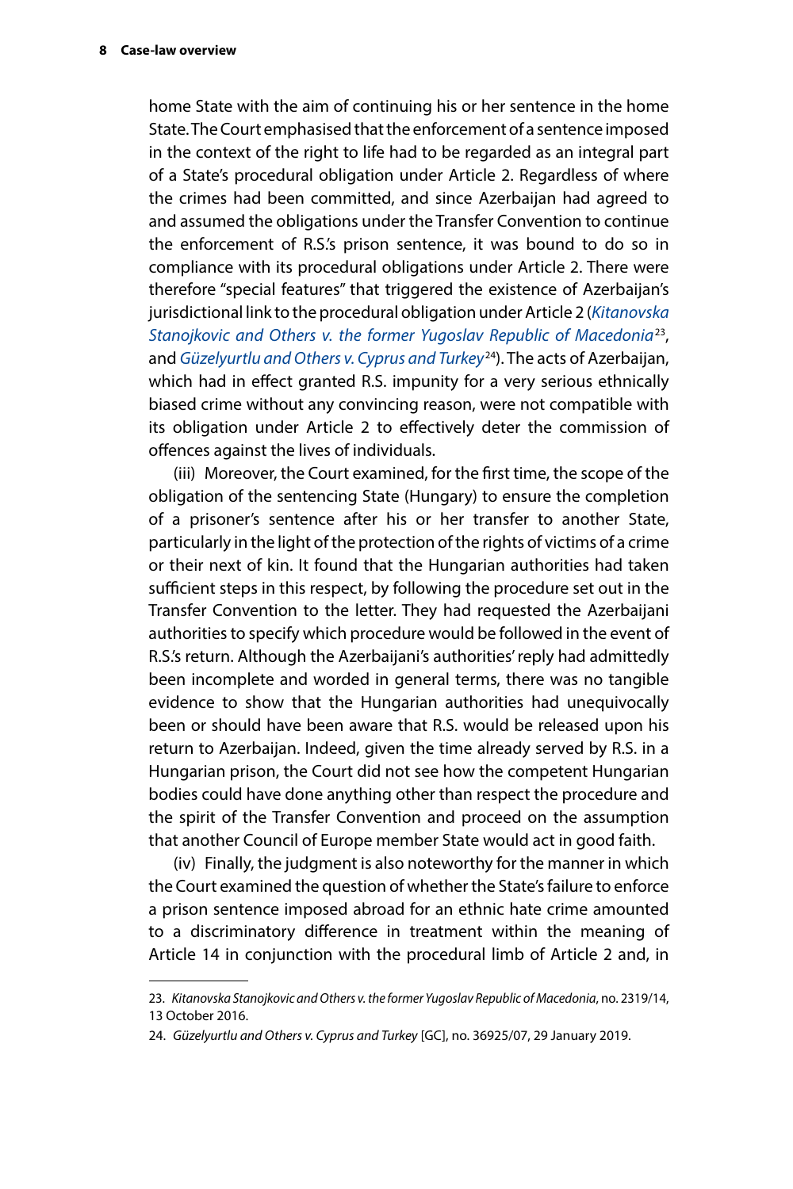home State with the aim of continuing his or her sentence in the home State. The Court emphasised that the enforcement of a sentence imposed in the context of the right to life had to be regarded as an integral part of a State's procedural obligation under Article 2. Regardless of where the crimes had been committed, and since Azerbaijan had agreed to and assumed the obligations under the Transfer Convention to continue the enforcement of R.S.'s prison sentence, it was bound to do so in compliance with its procedural obligations under Article 2. There were therefore "special features" that triggered the existence of Azerbaijan's jurisdictional link to the procedural obligation under Article 2 (*Kitanovska Stanojkovic and Others v. the former Yugoslav Republic of Macedonia*[23], and *Güzelyurtlu and Others v. Cyprus and Turkey*[24]). The acts of Azerbaijan, which had in effect granted R.S. impunity for a very serious ethnically biased crime without any convincing reason, were not compatible with its obligation under Article 2 to effectively deter the commission of offences against the lives of individuals.

(iii) Moreover, the Court examined, for the first time, the scope of the obligation of the sentencing State (Hungary) to ensure the completion of a prisoner's sentence after his or her transfer to another State, particularly in the light of the protection of the rights of victims of a crime or their next of kin. It found that the Hungarian authorities had taken sufficient steps in this respect, by following the procedure set out in the Transfer Convention to the letter. They had requested the Azerbaijani authorities to specify which procedure would be followed in the event of R.S.'s return. Although the Azerbaijani's authorities' reply had admittedly been incomplete and worded in general terms, there was no tangible evidence to show that the Hungarian authorities had unequivocally been or should have been aware that R.S. would be released upon his return to Azerbaijan. Indeed, given the time already served by R.S. in a Hungarian prison, the Court did not see how the competent Hungarian bodies could have done anything other than respect the procedure and the spirit of the Transfer Convention and proceed on the assumption that another Council of Europe member State would act in good faith.

(iv) Finally, the judgment is also noteworthy for the manner in which the Court examined the question of whether the State's failure to enforce a prison sentence imposed abroad for an ethnic hate crime amounted to a discriminatory difference in treatment within the meaning of Article 14 in conjunction with the procedural limb of Article 2 and, in

---

23. *Kitanovska Stanojkovic and Others v. the former Yugoslav Republic of Macedonia*, no. 2319/14, 13 October 2016.

24. *Güzelyurtlu and Others v. Cyprus and Turkey* [GC], no. 36925/07, 29 January 2019.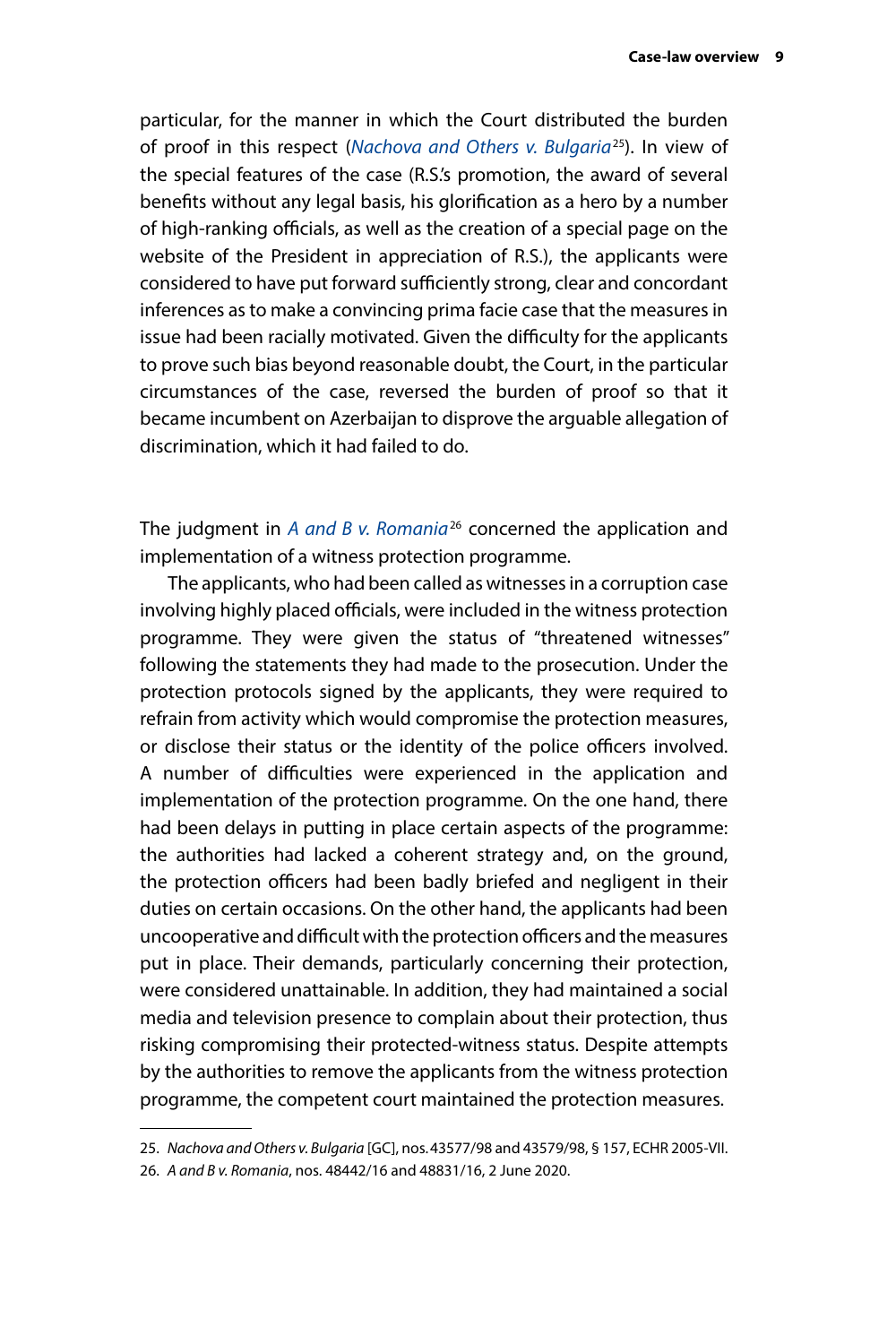particular, for the manner in which the Court distributed the burden of proof in this respect (*Nachova and Others v. Bulgaria*[25]). In view of the special features of the case (R.S.'s promotion, the award of several benefits without any legal basis, his glorification as a hero by a number of high-ranking officials, as well as the creation of a special page on the website of the President in appreciation of R.S.), the applicants were considered to have put forward sufficiently strong, clear and concordant inferences as to make a convincing prima facie case that the measures in issue had been racially motivated. Given the difficulty for the applicants to prove such bias beyond reasonable doubt, the Court, in the particular circumstances of the case, reversed the burden of proof so that it became incumbent on Azerbaijan to disprove the arguable allegation of discrimination, which it had failed to do.

The judgment in *A and B v. Romania*[26] concerned the application and implementation of a witness protection programme.

The applicants, who had been called as witnesses in a corruption case involving highly placed officials, were included in the witness protection programme. They were given the status of "threatened witnesses" following the statements they had made to the prosecution. Under the protection protocols signed by the applicants, they were required to refrain from activity which would compromise the protection measures, or disclose their status or the identity of the police officers involved. A number of difficulties were experienced in the application and implementation of the protection programme. On the one hand, there had been delays in putting in place certain aspects of the programme: the authorities had lacked a coherent strategy and, on the ground, the protection officers had been badly briefed and negligent in their duties on certain occasions. On the other hand, the applicants had been uncooperative and difficult with the protection officers and the measures put in place. Their demands, particularly concerning their protection, were considered unattainable. In addition, they had maintained a social media and television presence to complain about their protection, thus risking compromising their protected-witness status. Despite attempts by the authorities to remove the applicants from the witness protection programme, the competent court maintained the protection measures.

---

25. *Nachova and Others v. Bulgaria* [GC], nos. 43577/98 and 43579/98, § 157, ECHR 2005-VII.

26. *A and B v. Romania*, nos. 48442/16 and 48831/16, 2 June 2020.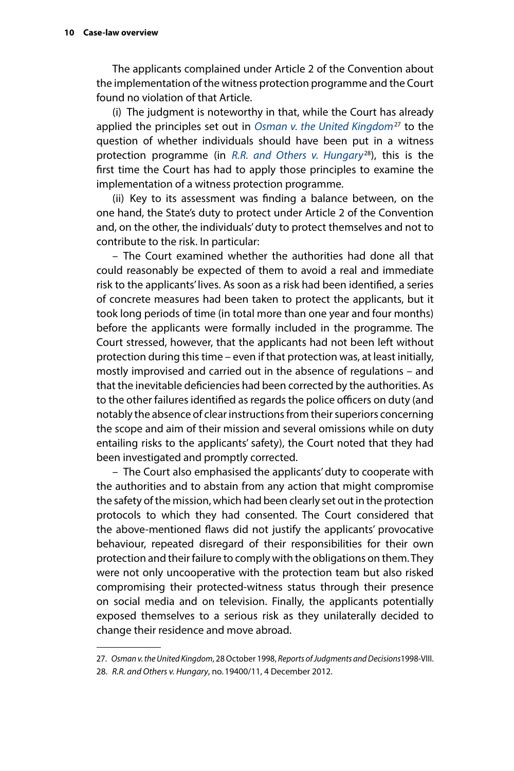The applicants complained under Article 2 of the Convention about the implementation of the witness protection programme and the Court found no violation of that Article.

(i) The judgment is noteworthy in that, while the Court has already applied the principles set out in *Osman v. the United Kingdom*[27] to the question of whether individuals should have been put in a witness protection programme (in *R.R. and Others v. Hungary*[28]), this is the first time the Court has had to apply those principles to examine the implementation of a witness protection programme.

(ii) Key to its assessment was finding a balance between, on the one hand, the State's duty to protect under Article 2 of the Convention and, on the other, the individuals' duty to protect themselves and not to contribute to the risk. In particular:

– The Court examined whether the authorities had done all that could reasonably be expected of them to avoid a real and immediate risk to the applicants' lives. As soon as a risk had been identified, a series of concrete measures had been taken to protect the applicants, but it took long periods of time (in total more than one year and four months) before the applicants were formally included in the programme. The Court stressed, however, that the applicants had not been left without protection during this time – even if that protection was, at least initially, mostly improvised and carried out in the absence of regulations – and that the inevitable deficiencies had been corrected by the authorities. As to the other failures identified as regards the police officers on duty (and notably the absence of clear instructions from their superiors concerning the scope and aim of their mission and several omissions while on duty entailing risks to the applicants' safety), the Court noted that they had been investigated and promptly corrected.

– The Court also emphasised the applicants' duty to cooperate with the authorities and to abstain from any action that might compromise the safety of the mission, which had been clearly set out in the protection protocols to which they had consented. The Court considered that the above-mentioned flaws did not justify the applicants' provocative behaviour, repeated disregard of their responsibilities for their own protection and their failure to comply with the obligations on them. They were not only uncooperative with the protection team but also risked compromising their protected-witness status through their presence on social media and on television. Finally, the applicants potentially exposed themselves to a serious risk as they unilaterally decided to change their residence and move abroad.

---

27. *Osman v. the United Kingdom*, 28 October 1998, *Reports of Judgments and Decisions* 1998-VIII.

28. *R.R. and Others v. Hungary*, no. 19400/11, 4 December 2012.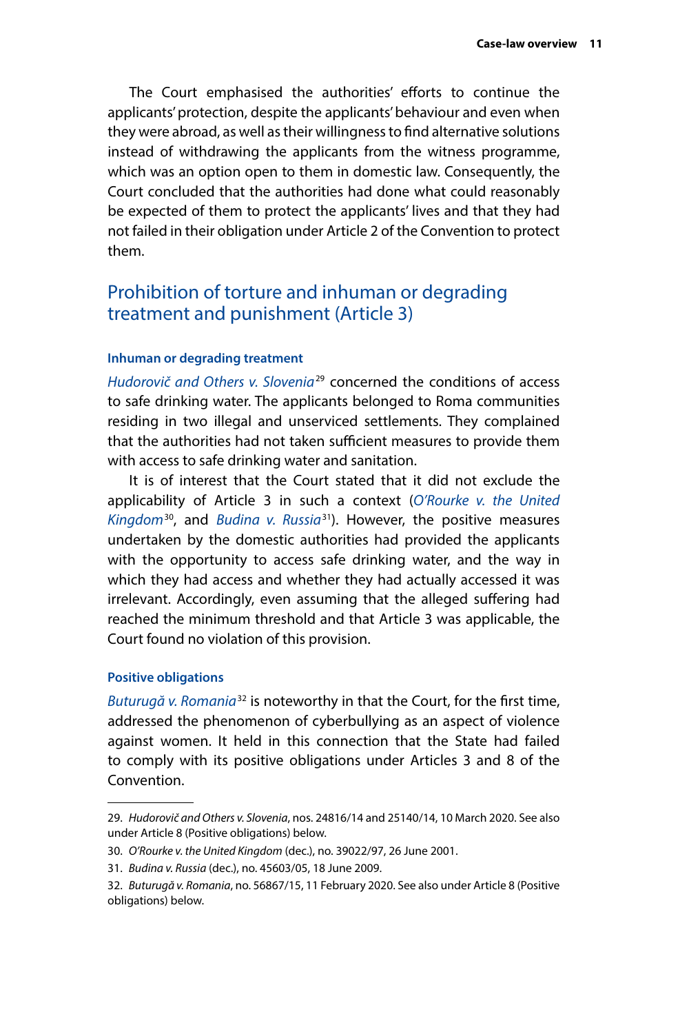The Court emphasised the authorities' efforts to continue the applicants' protection, despite the applicants' behaviour and even when they were abroad, as well as their willingness to find alternative solutions instead of withdrawing the applicants from the witness programme, which was an option open to them in domestic law. Consequently, the Court concluded that the authorities had done what could reasonably be expected of them to protect the applicants' lives and that they had not failed in their obligation under Article 2 of the Convention to protect them.

## Prohibition of torture and inhuman or degrading treatment and punishment (Article 3)

#### Inhuman or degrading treatment

*Hudorovič and Others v. Slovenia*[29] concerned the conditions of access to safe drinking water. The applicants belonged to Roma communities residing in two illegal and unserviced settlements. They complained that the authorities had not taken sufficient measures to provide them with access to safe drinking water and sanitation.

It is of interest that the Court stated that it did not exclude the applicability of Article 3 in such a context (*O'Rourke v. the United Kingdom*[30], and *Budina v. Russia*[31]). However, the positive measures undertaken by the domestic authorities had provided the applicants with the opportunity to access safe drinking water, and the way in which they had access and whether they had actually accessed it was irrelevant. Accordingly, even assuming that the alleged suffering had reached the minimum threshold and that Article 3 was applicable, the Court found no violation of this provision.

#### Positive obligations

*Buturugă v. Romania*[32] is noteworthy in that the Court, for the first time, addressed the phenomenon of cyberbullying as an aspect of violence against women. It held in this connection that the State had failed to comply with its positive obligations under Articles 3 and 8 of the Convention.

---

29. *Hudorovič and Others v. Slovenia*, nos. 24816/14 and 25140/14, 10 March 2020. See also under Article 8 (Positive obligations) below.

30. *O'Rourke v. the United Kingdom* (dec.), no. 39022/97, 26 June 2001.

31. *Budina v. Russia* (dec.), no. 45603/05, 18 June 2009.

32. *Buturugă v. Romania*, no. 56867/15, 11 February 2020. See also under Article 8 (Positive obligations) below.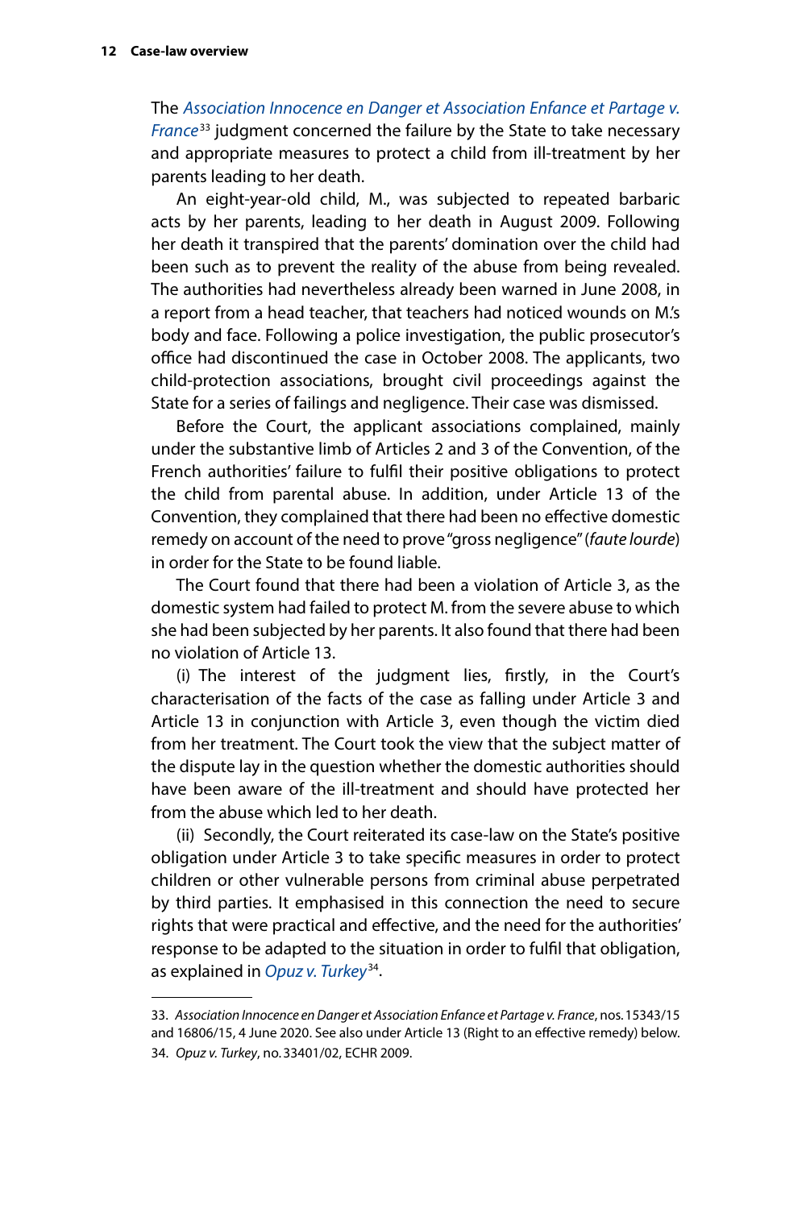The *Association Innocence en Danger et Association Enfance et Partage v. France*[33] judgment concerned the failure by the State to take necessary and appropriate measures to protect a child from ill-treatment by her parents leading to her death.

An eight-year-old child, M., was subjected to repeated barbaric acts by her parents, leading to her death in August 2009. Following her death it transpired that the parents' domination over the child had been such as to prevent the reality of the abuse from being revealed. The authorities had nevertheless already been warned in June 2008, in a report from a head teacher, that teachers had noticed wounds on M.'s body and face. Following a police investigation, the public prosecutor's office had discontinued the case in October 2008. The applicants, two child-protection associations, brought civil proceedings against the State for a series of failings and negligence. Their case was dismissed.

Before the Court, the applicant associations complained, mainly under the substantive limb of Articles 2 and 3 of the Convention, of the French authorities' failure to fulfil their positive obligations to protect the child from parental abuse. In addition, under Article 13 of the Convention, they complained that there had been no effective domestic remedy on account of the need to prove "gross negligence" (*faute lourde*) in order for the State to be found liable.

The Court found that there had been a violation of Article 3, as the domestic system had failed to protect M. from the severe abuse to which she had been subjected by her parents. It also found that there had been no violation of Article 13.

(i) The interest of the judgment lies, firstly, in the Court's characterisation of the facts of the case as falling under Article 3 and Article 13 in conjunction with Article 3, even though the victim died from her treatment. The Court took the view that the subject matter of the dispute lay in the question whether the domestic authorities should have been aware of the ill-treatment and should have protected her from the abuse which led to her death.

(ii) Secondly, the Court reiterated its case-law on the State's positive obligation under Article 3 to take specific measures in order to protect children or other vulnerable persons from criminal abuse perpetrated by third parties. It emphasised in this connection the need to secure rights that were practical and effective, and the need for the authorities' response to be adapted to the situation in order to fulfil that obligation, as explained in *Opuz v. Turkey*[34].

---

33. *Association Innocence en Danger et Association Enfance et Partage v. France*, nos. 15343/15 and 16806/15, 4 June 2020. See also under Article 13 (Right to an effective remedy) below.

34. *Opuz v. Turkey*, no. 33401/02, ECHR 2009.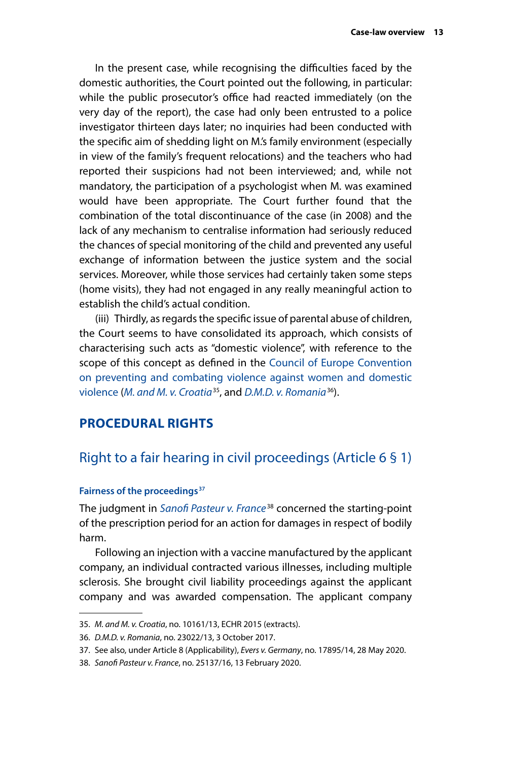In the present case, while recognising the difficulties faced by the domestic authorities, the Court pointed out the following, in particular: while the public prosecutor's office had reacted immediately (on the very day of the report), the case had only been entrusted to a police investigator thirteen days later; no inquiries had been conducted with the specific aim of shedding light on M.'s family environment (especially in view of the family's frequent relocations) and the teachers who had reported their suspicions had not been interviewed; and, while not mandatory, the participation of a psychologist when M. was examined would have been appropriate. The Court further found that the combination of the total discontinuance of the case (in 2008) and the lack of any mechanism to centralise information had seriously reduced the chances of special monitoring of the child and prevented any useful exchange of information between the justice system and the social services. Moreover, while those services had certainly taken some steps (home visits), they had not engaged in any really meaningful action to establish the child's actual condition.

(iii) Thirdly, as regards the specific issue of parental abuse of children, the Court seems to have consolidated its approach, which consists of characterising such acts as "domestic violence", with reference to the scope of this concept as defined in the Council of Europe Convention on preventing and combating violence against women and domestic violence (*M. and M. v. Croatia*[35], and *D.M.D. v. Romania*[36]).

## PROCEDURAL RIGHTS

### Right to a fair hearing in civil proceedings (Article 6 § 1)

#### Fairness of the proceedings[37]

The judgment in *Sanofi Pasteur v. France*[38] concerned the starting-point of the prescription period for an action for damages in respect of bodily harm.

Following an injection with a vaccine manufactured by the applicant company, an individual contracted various illnesses, including multiple sclerosis. She brought civil liability proceedings against the applicant company and was awarded compensation. The applicant company

---

35. *M. and M. v. Croatia*, no. 10161/13, ECHR 2015 (extracts).

36. *D.M.D. v. Romania*, no. 23022/13, 3 October 2017.

37. See also, under Article 8 (Applicability), *Evers v. Germany*, no. 17895/14, 28 May 2020.

38. *Sanofi Pasteur v. France*, no. 25137/16, 13 February 2020.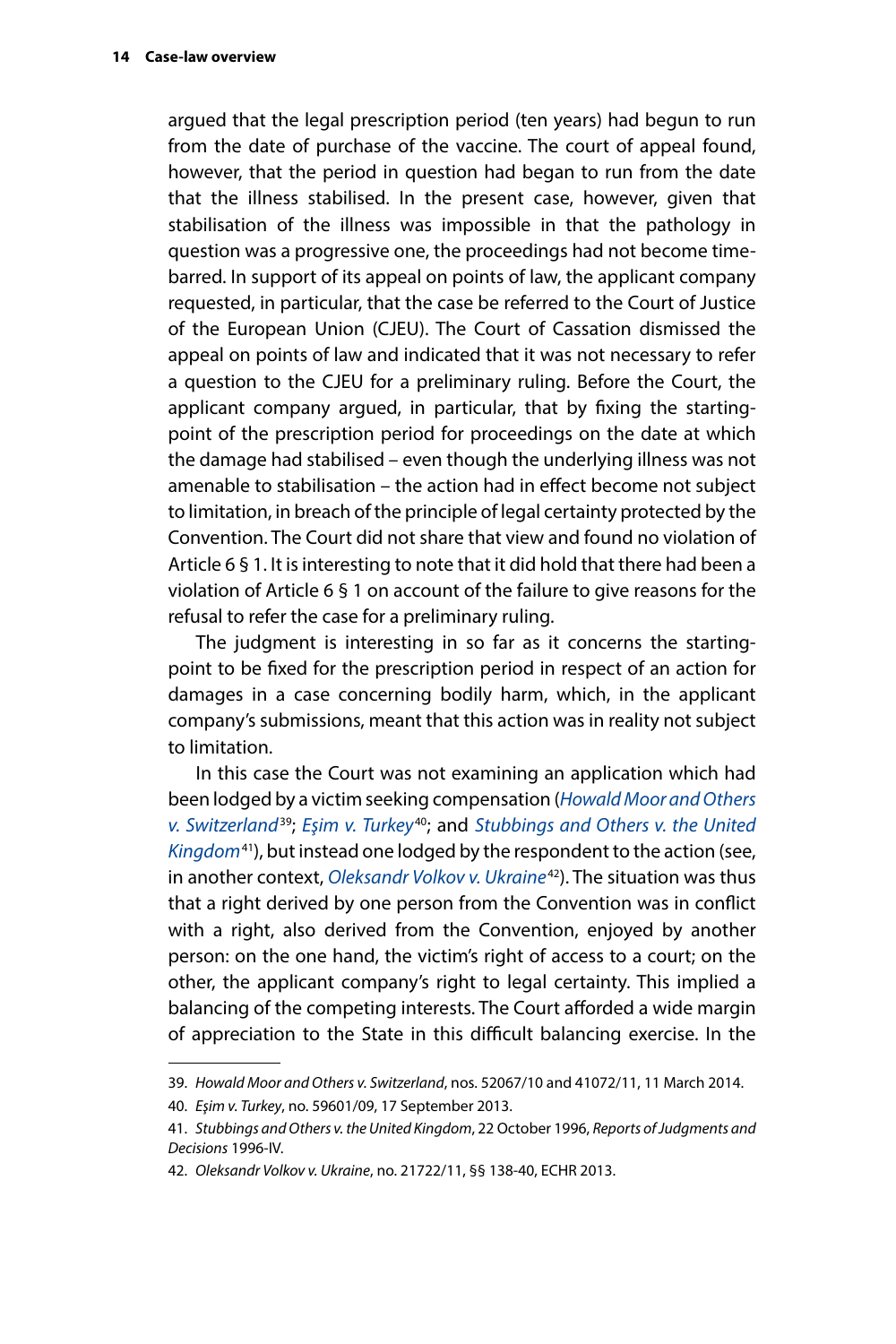argued that the legal prescription period (ten years) had begun to run from the date of purchase of the vaccine. The court of appeal found, however, that the period in question had began to run from the date that the illness stabilised. In the present case, however, given that stabilisation of the illness was impossible in that the pathology in question was a progressive one, the proceedings had not become time-barred. In support of its appeal on points of law, the applicant company requested, in particular, that the case be referred to the Court of Justice of the European Union (CJEU). The Court of Cassation dismissed the appeal on points of law and indicated that it was not necessary to refer a question to the CJEU for a preliminary ruling. Before the Court, the applicant company argued, in particular, that by fixing the starting-point of the prescription period for proceedings on the date at which the damage had stabilised – even though the underlying illness was not amenable to stabilisation – the action had in effect become not subject to limitation, in breach of the principle of legal certainty protected by the Convention. The Court did not share that view and found no violation of Article 6 § 1. It is interesting to note that it did hold that there had been a violation of Article 6 § 1 on account of the failure to give reasons for the refusal to refer the case for a preliminary ruling.

The judgment is interesting in so far as it concerns the starting-point to be fixed for the prescription period in respect of an action for damages in a case concerning bodily harm, which, in the applicant company's submissions, meant that this action was in reality not subject to limitation.

In this case the Court was not examining an application which had been lodged by a victim seeking compensation (*Howald Moor and Others v. Switzerland*[39]; *Eşim v. Turkey*[40]; and *Stubbings and Others v. the United Kingdom*[41]), but instead one lodged by the respondent to the action (see, in another context, *Oleksandr Volkov v. Ukraine*[42]). The situation was thus that a right derived by one person from the Convention was in conflict with a right, also derived from the Convention, enjoyed by another person: on the one hand, the victim's right of access to a court; on the other, the applicant company's right to legal certainty. This implied a balancing of the competing interests. The Court afforded a wide margin of appreciation to the State in this difficult balancing exercise. In the

---

39. *Howald Moor and Others v. Switzerland*, nos. 52067/10 and 41072/11, 11 March 2014.

40. *Eşim v. Turkey*, no. 59601/09, 17 September 2013.

41. *Stubbings and Others v. the United Kingdom*, 22 October 1996, *Reports of Judgments and Decisions* 1996-IV.

42. *Oleksandr Volkov v. Ukraine*, no. 21722/11, §§ 138-40, ECHR 2013.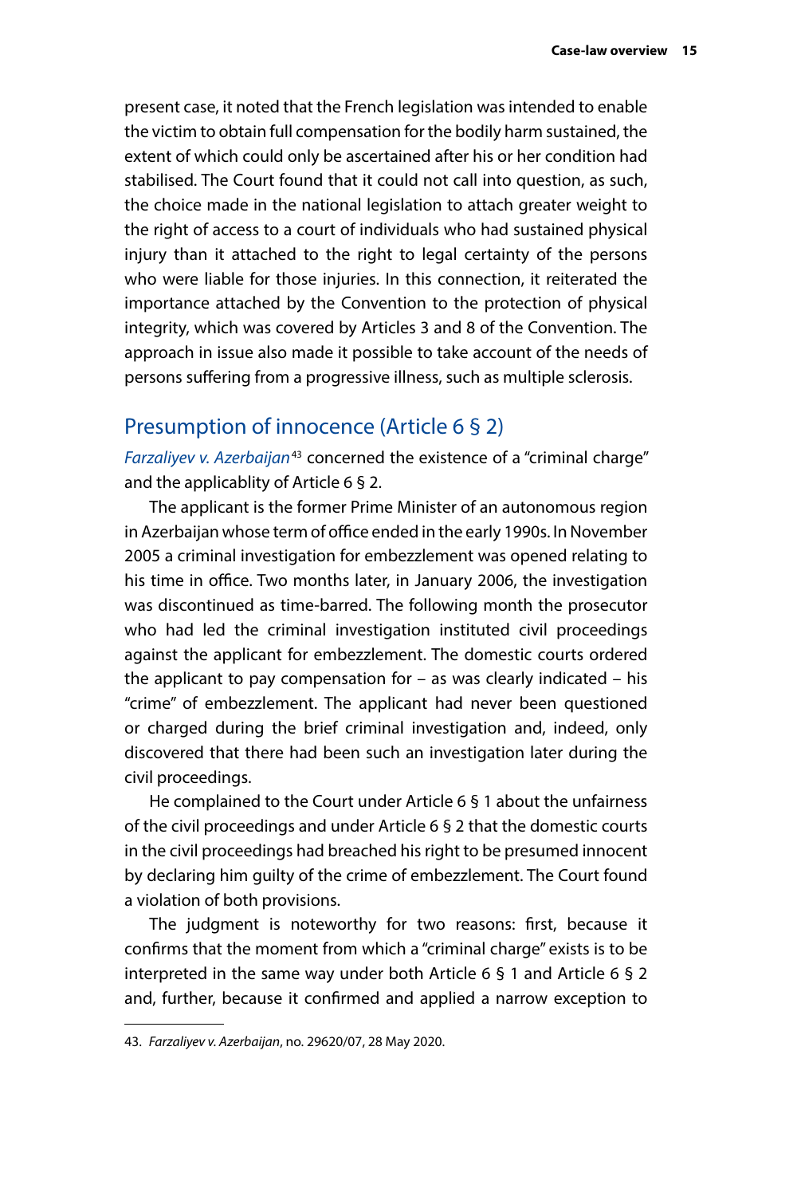present case, it noted that the French legislation was intended to enable the victim to obtain full compensation for the bodily harm sustained, the extent of which could only be ascertained after his or her condition had stabilised. The Court found that it could not call into question, as such, the choice made in the national legislation to attach greater weight to the right of access to a court of individuals who had sustained physical injury than it attached to the right to legal certainty of the persons who were liable for those injuries. In this connection, it reiterated the importance attached by the Convention to the protection of physical integrity, which was covered by Articles 3 and 8 of the Convention. The approach in issue also made it possible to take account of the needs of persons suffering from a progressive illness, such as multiple sclerosis.

## Presumption of innocence (Article 6 § 2)

*Farzaliyev v. Azerbaijan*[43] concerned the existence of a "criminal charge" and the applicablity of Article 6 § 2.

The applicant is the former Prime Minister of an autonomous region in Azerbaijan whose term of office ended in the early 1990s. In November 2005 a criminal investigation for embezzlement was opened relating to his time in office. Two months later, in January 2006, the investigation was discontinued as time-barred. The following month the prosecutor who had led the criminal investigation instituted civil proceedings against the applicant for embezzlement. The domestic courts ordered the applicant to pay compensation for – as was clearly indicated – his "crime" of embezzlement. The applicant had never been questioned or charged during the brief criminal investigation and, indeed, only discovered that there had been such an investigation later during the civil proceedings.

He complained to the Court under Article 6 § 1 about the unfairness of the civil proceedings and under Article 6 § 2 that the domestic courts in the civil proceedings had breached his right to be presumed innocent by declaring him guilty of the crime of embezzlement. The Court found a violation of both provisions.

The judgment is noteworthy for two reasons: first, because it confirms that the moment from which a "criminal charge" exists is to be interpreted in the same way under both Article 6 § 1 and Article 6 § 2 and, further, because it confirmed and applied a narrow exception to

43. *Farzaliyev v. Azerbaijan*, no. 29620/07, 28 May 2020.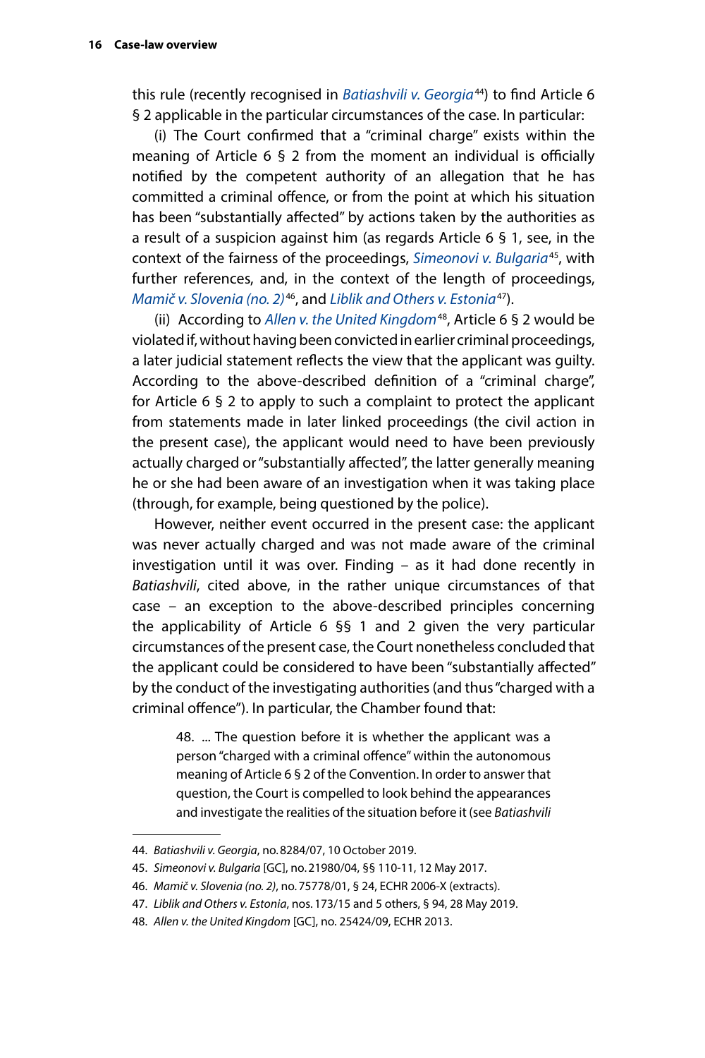this rule (recently recognised in *Batiashvili v. Georgia*[44]) to find Article 6 § 2 applicable in the particular circumstances of the case. In particular:

(i) The Court confirmed that a "criminal charge" exists within the meaning of Article 6 § 2 from the moment an individual is officially notified by the competent authority of an allegation that he has committed a criminal offence, or from the point at which his situation has been "substantially affected" by actions taken by the authorities as a result of a suspicion against him (as regards Article 6 § 1, see, in the context of the fairness of the proceedings, *Simeonovi v. Bulgaria*[45], with further references, and, in the context of the length of proceedings, *Mamič v. Slovenia (no. 2)*[46], and *Liblik and Others v. Estonia*[47]).

(ii) According to *Allen v. the United Kingdom*[48], Article 6 § 2 would be violated if, without having been convicted in earlier criminal proceedings, a later judicial statement reflects the view that the applicant was guilty. According to the above-described definition of a "criminal charge", for Article 6 § 2 to apply to such a complaint to protect the applicant from statements made in later linked proceedings (the civil action in the present case), the applicant would need to have been previously actually charged or "substantially affected", the latter generally meaning he or she had been aware of an investigation when it was taking place (through, for example, being questioned by the police).

However, neither event occurred in the present case: the applicant was never actually charged and was not made aware of the criminal investigation until it was over. Finding – as it had done recently in *Batiashvili*, cited above, in the rather unique circumstances of that case – an exception to the above-described principles concerning the applicability of Article 6 §§ 1 and 2 given the very particular circumstances of the present case, the Court nonetheless concluded that the applicant could be considered to have been "substantially affected" by the conduct of the investigating authorities (and thus "charged with a criminal offence"). In particular, the Chamber found that:

> 48. ... The question before it is whether the applicant was a person "charged with a criminal offence" within the autonomous meaning of Article 6 § 2 of the Convention. In order to answer that question, the Court is compelled to look behind the appearances and investigate the realities of the situation before it (see *Batiashvili*

---

44. *Batiashvili v. Georgia*, no. 8284/07, 10 October 2019.
45. *Simeonovi v. Bulgaria* [GC], no. 21980/04, §§ 110-11, 12 May 2017.
46. *Mamič v. Slovenia (no. 2)*, no. 75778/01, § 24, ECHR 2006-X (extracts).
47. *Liblik and Others v. Estonia*, nos. 173/15 and 5 others, § 94, 28 May 2019.
48. *Allen v. the United Kingdom* [GC], no. 25424/09, ECHR 2013.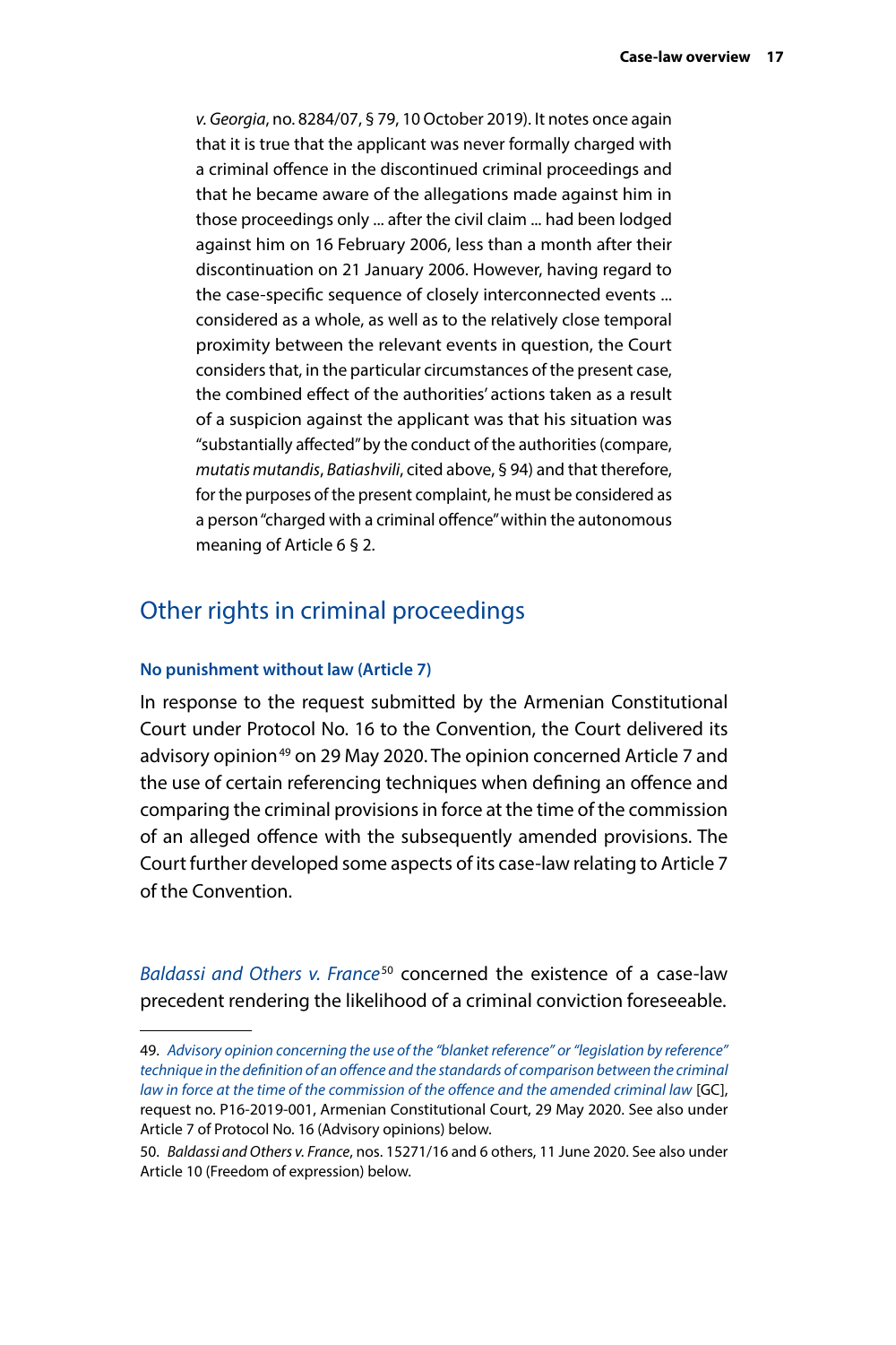*v. Georgia*, no. 8284/07, § 79, 10 October 2019). It notes once again that it is true that the applicant was never formally charged with a criminal offence in the discontinued criminal proceedings and that he became aware of the allegations made against him in those proceedings only ... after the civil claim ... had been lodged against him on 16 February 2006, less than a month after their discontinuation on 21 January 2006. However, having regard to the case-specific sequence of closely interconnected events ... considered as a whole, as well as to the relatively close temporal proximity between the relevant events in question, the Court considers that, in the particular circumstances of the present case, the combined effect of the authorities' actions taken as a result of a suspicion against the applicant was that his situation was "substantially affected" by the conduct of the authorities (compare, *mutatis mutandis*, *Batiashvili*, cited above, § 94) and that therefore, for the purposes of the present complaint, he must be considered as a person "charged with a criminal offence" within the autonomous meaning of Article 6 § 2.

## Other rights in criminal proceedings

### No punishment without law (Article 7)

In response to the request submitted by the Armenian Constitutional Court under Protocol No. 16 to the Convention, the Court delivered its advisory opinion[49] on 29 May 2020. The opinion concerned Article 7 and the use of certain referencing techniques when defining an offence and comparing the criminal provisions in force at the time of the commission of an alleged offence with the subsequently amended provisions. The Court further developed some aspects of its case-law relating to Article 7 of the Convention.

*Baldassi and Others v. France*[50] concerned the existence of a case-law precedent rendering the likelihood of a criminal conviction foreseeable.

---

49. *Advisory opinion concerning the use of the "blanket reference" or "legislation by reference" technique in the definition of an offence and the standards of comparison between the criminal law in force at the time of the commission of the offence and the amended criminal law* [GC], request no. P16-2019-001, Armenian Constitutional Court, 29 May 2020. See also under Article 7 of Protocol No. 16 (Advisory opinions) below.

50. *Baldassi and Others v. France*, nos. 15271/16 and 6 others, 11 June 2020. See also under Article 10 (Freedom of expression) below.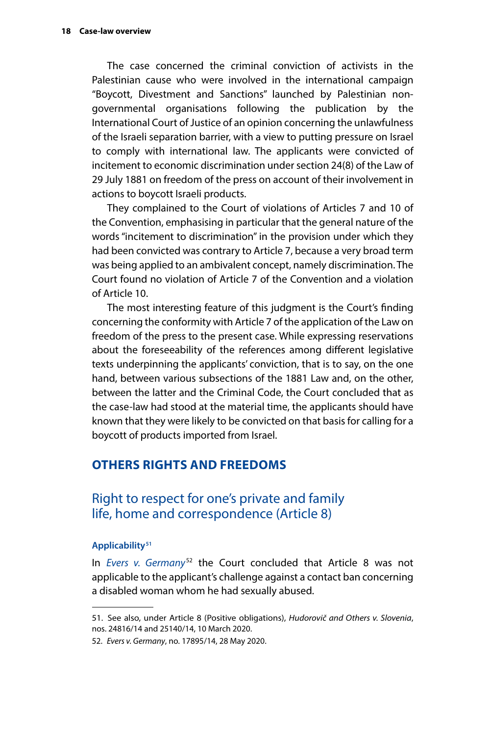The case concerned the criminal conviction of activists in the Palestinian cause who were involved in the international campaign "Boycott, Divestment and Sanctions" launched by Palestinian non-governmental organisations following the publication by the International Court of Justice of an opinion concerning the unlawfulness of the Israeli separation barrier, with a view to putting pressure on Israel to comply with international law. The applicants were convicted of incitement to economic discrimination under section 24(8) of the Law of 29 July 1881 on freedom of the press on account of their involvement in actions to boycott Israeli products.

They complained to the Court of violations of Articles 7 and 10 of the Convention, emphasising in particular that the general nature of the words "incitement to discrimination" in the provision under which they had been convicted was contrary to Article 7, because a very broad term was being applied to an ambivalent concept, namely discrimination. The Court found no violation of Article 7 of the Convention and a violation of Article 10.

The most interesting feature of this judgment is the Court's finding concerning the conformity with Article 7 of the application of the Law on freedom of the press to the present case. While expressing reservations about the foreseeability of the references among different legislative texts underpinning the applicants' conviction, that is to say, on the one hand, between various subsections of the 1881 Law and, on the other, between the latter and the Criminal Code, the Court concluded that as the case-law had stood at the material time, the applicants should have known that they were likely to be convicted on that basis for calling for a boycott of products imported from Israel.

## OTHERS RIGHTS AND FREEDOMS

### Right to respect for one's private and family life, home and correspondence (Article 8)

#### Applicability[51]

In *Evers v. Germany*[52] the Court concluded that Article 8 was not applicable to the applicant's challenge against a contact ban concerning a disabled woman whom he had sexually abused.

---

51. See also, under Article 8 (Positive obligations), *Hudorovič and Others v. Slovenia*, nos. 24816/14 and 25140/14, 10 March 2020.

52. *Evers v. Germany*, no. 17895/14, 28 May 2020.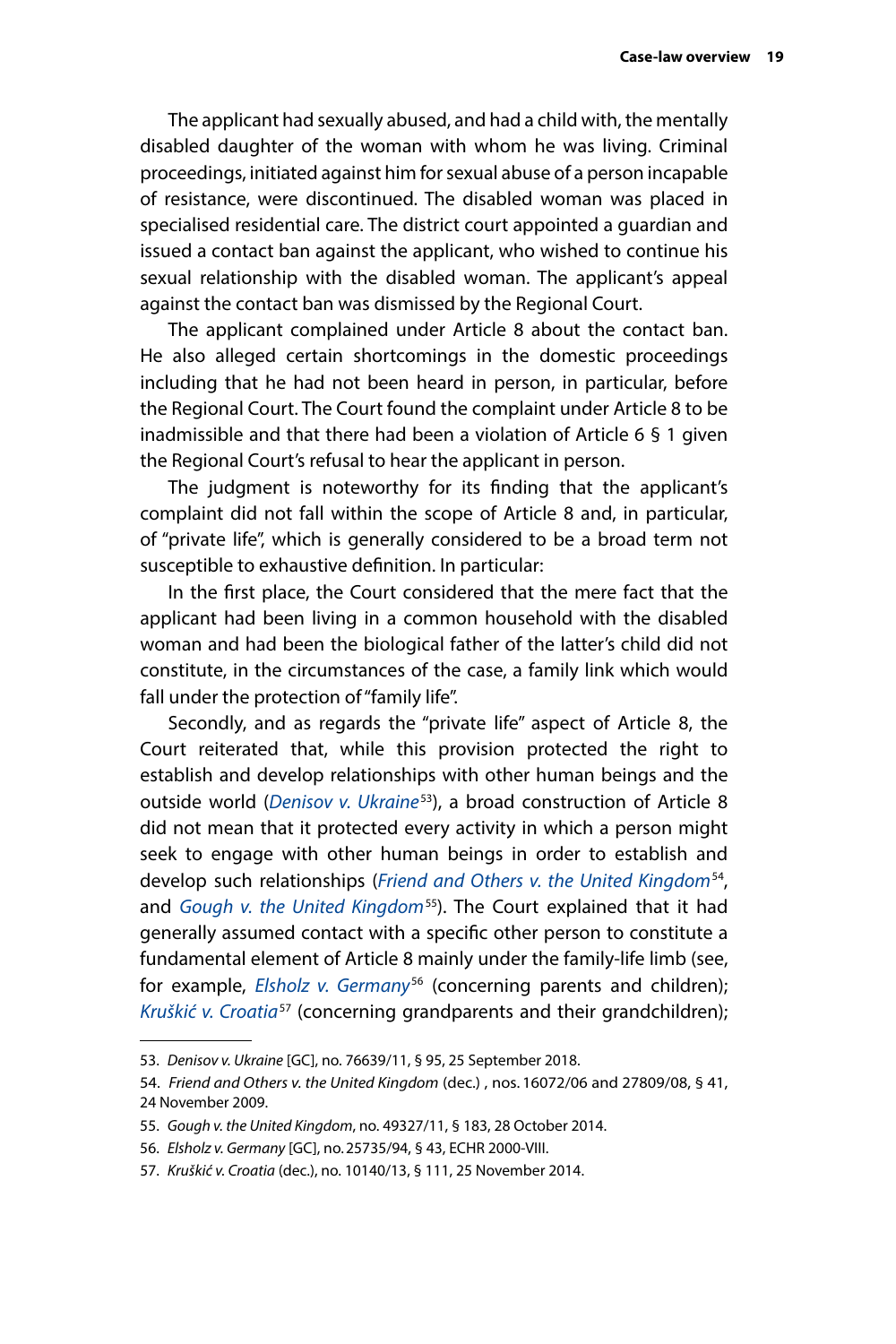The applicant had sexually abused, and had a child with, the mentally disabled daughter of the woman with whom he was living. Criminal proceedings, initiated against him for sexual abuse of a person incapable of resistance, were discontinued. The disabled woman was placed in specialised residential care. The district court appointed a guardian and issued a contact ban against the applicant, who wished to continue his sexual relationship with the disabled woman. The applicant's appeal against the contact ban was dismissed by the Regional Court.

The applicant complained under Article 8 about the contact ban. He also alleged certain shortcomings in the domestic proceedings including that he had not been heard in person, in particular, before the Regional Court. The Court found the complaint under Article 8 to be inadmissible and that there had been a violation of Article 6 § 1 given the Regional Court's refusal to hear the applicant in person.

The judgment is noteworthy for its finding that the applicant's complaint did not fall within the scope of Article 8 and, in particular, of "private life", which is generally considered to be a broad term not susceptible to exhaustive definition. In particular:

In the first place, the Court considered that the mere fact that the applicant had been living in a common household with the disabled woman and had been the biological father of the latter's child did not constitute, in the circumstances of the case, a family link which would fall under the protection of "family life".

Secondly, and as regards the "private life" aspect of Article 8, the Court reiterated that, while this provision protected the right to establish and develop relationships with other human beings and the outside world (*Denisov v. Ukraine*[53]), a broad construction of Article 8 did not mean that it protected every activity in which a person might seek to engage with other human beings in order to establish and develop such relationships (*Friend and Others v. the United Kingdom*[54], and *Gough v. the United Kingdom*[55]). The Court explained that it had generally assumed contact with a specific other person to constitute a fundamental element of Article 8 mainly under the family-life limb (see, for example, *Elsholz v. Germany*[56] (concerning parents and children); *Kruškić v. Croatia*[57] (concerning grandparents and their grandchildren);

---

53. *Denisov v. Ukraine* [GC], no. 76639/11, § 95, 25 September 2018.

54. *Friend and Others v. the United Kingdom* (dec.) , nos. 16072/06 and 27809/08, § 41, 24 November 2009.

55. *Gough v. the United Kingdom*, no. 49327/11, § 183, 28 October 2014.

56. *Elsholz v. Germany* [GC], no. 25735/94, § 43, ECHR 2000-VIII.

57. *Kruškić v. Croatia* (dec.), no. 10140/13, § 111, 25 November 2014.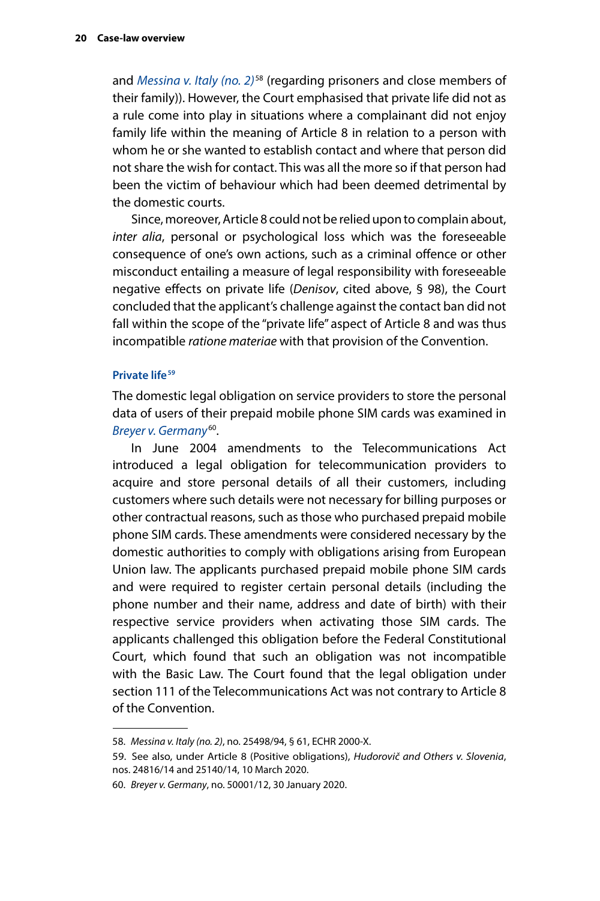and *Messina v. Italy (no. 2)*[58] (regarding prisoners and close members of their family)). However, the Court emphasised that private life did not as a rule come into play in situations where a complainant did not enjoy family life within the meaning of Article 8 in relation to a person with whom he or she wanted to establish contact and where that person did not share the wish for contact. This was all the more so if that person had been the victim of behaviour which had been deemed detrimental by the domestic courts.

Since, moreover, Article 8 could not be relied upon to complain about, *inter alia*, personal or psychological loss which was the foreseeable consequence of one's own actions, such as a criminal offence or other misconduct entailing a measure of legal responsibility with foreseeable negative effects on private life (*Denisov*, cited above, § 98), the Court concluded that the applicant's challenge against the contact ban did not fall within the scope of the "private life" aspect of Article 8 and was thus incompatible *ratione materiae* with that provision of the Convention.

### Private life[59]

The domestic legal obligation on service providers to store the personal data of users of their prepaid mobile phone SIM cards was examined in *Breyer v. Germany*[60].

In June 2004 amendments to the Telecommunications Act introduced a legal obligation for telecommunication providers to acquire and store personal details of all their customers, including customers where such details were not necessary for billing purposes or other contractual reasons, such as those who purchased prepaid mobile phone SIM cards. These amendments were considered necessary by the domestic authorities to comply with obligations arising from European Union law. The applicants purchased prepaid mobile phone SIM cards and were required to register certain personal details (including the phone number and their name, address and date of birth) with their respective service providers when activating those SIM cards. The applicants challenged this obligation before the Federal Constitutional Court, which found that such an obligation was not incompatible with the Basic Law. The Court found that the legal obligation under section 111 of the Telecommunications Act was not contrary to Article 8 of the Convention.

---

58. *Messina v. Italy (no. 2)*, no. 25498/94, § 61, ECHR 2000-X.

59. See also, under Article 8 (Positive obligations), *Hudorovič and Others v. Slovenia*, nos. 24816/14 and 25140/14, 10 March 2020.

60. *Breyer v. Germany*, no. 50001/12, 30 January 2020.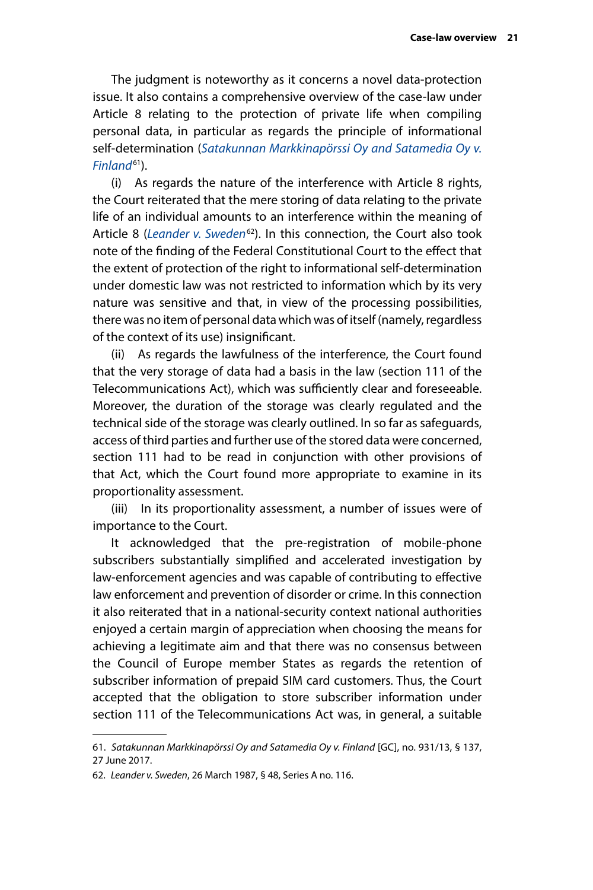The judgment is noteworthy as it concerns a novel data-protection issue. It also contains a comprehensive overview of the case-law under Article 8 relating to the protection of private life when compiling personal data, in particular as regards the principle of informational self-determination (*Satakunnan Markkinapörssi Oy and Satamedia Oy v. Finland*[61]).

(i) As regards the nature of the interference with Article 8 rights, the Court reiterated that the mere storing of data relating to the private life of an individual amounts to an interference within the meaning of Article 8 (*Leander v. Sweden*[62]). In this connection, the Court also took note of the finding of the Federal Constitutional Court to the effect that the extent of protection of the right to informational self-determination under domestic law was not restricted to information which by its very nature was sensitive and that, in view of the processing possibilities, there was no item of personal data which was of itself (namely, regardless of the context of its use) insignificant.

(ii) As regards the lawfulness of the interference, the Court found that the very storage of data had a basis in the law (section 111 of the Telecommunications Act), which was sufficiently clear and foreseeable. Moreover, the duration of the storage was clearly regulated and the technical side of the storage was clearly outlined. In so far as safeguards, access of third parties and further use of the stored data were concerned, section 111 had to be read in conjunction with other provisions of that Act, which the Court found more appropriate to examine in its proportionality assessment.

(iii) In its proportionality assessment, a number of issues were of importance to the Court.

It acknowledged that the pre-registration of mobile-phone subscribers substantially simplified and accelerated investigation by law-enforcement agencies and was capable of contributing to effective law enforcement and prevention of disorder or crime. In this connection it also reiterated that in a national-security context national authorities enjoyed a certain margin of appreciation when choosing the means for achieving a legitimate aim and that there was no consensus between the Council of Europe member States as regards the retention of subscriber information of prepaid SIM card customers. Thus, the Court accepted that the obligation to store subscriber information under section 111 of the Telecommunications Act was, in general, a suitable

---

61. *Satakunnan Markkinapörssi Oy and Satamedia Oy v. Finland* [GC], no. 931/13, § 137, 27 June 2017.

62. *Leander v. Sweden*, 26 March 1987, § 48, Series A no. 116.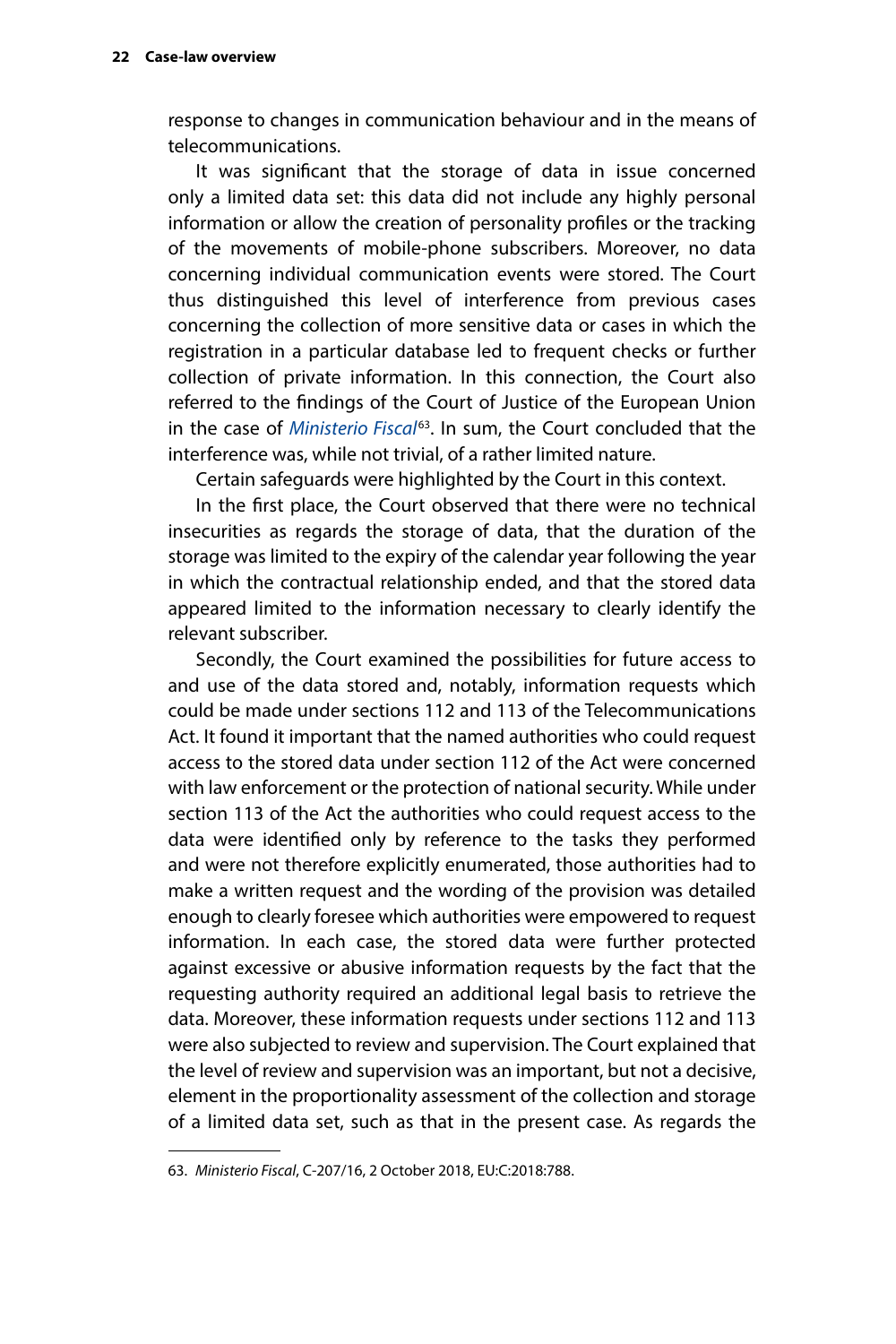response to changes in communication behaviour and in the means of telecommunications.

It was significant that the storage of data in issue concerned only a limited data set: this data did not include any highly personal information or allow the creation of personality profiles or the tracking of the movements of mobile-phone subscribers. Moreover, no data concerning individual communication events were stored. The Court thus distinguished this level of interference from previous cases concerning the collection of more sensitive data or cases in which the registration in a particular database led to frequent checks or further collection of private information. In this connection, the Court also referred to the findings of the Court of Justice of the European Union in the case of *Ministerio Fiscal*[63]. In sum, the Court concluded that the interference was, while not trivial, of a rather limited nature.

Certain safeguards were highlighted by the Court in this context.

In the first place, the Court observed that there were no technical insecurities as regards the storage of data, that the duration of the storage was limited to the expiry of the calendar year following the year in which the contractual relationship ended, and that the stored data appeared limited to the information necessary to clearly identify the relevant subscriber.

Secondly, the Court examined the possibilities for future access to and use of the data stored and, notably, information requests which could be made under sections 112 and 113 of the Telecommunications Act. It found it important that the named authorities who could request access to the stored data under section 112 of the Act were concerned with law enforcement or the protection of national security. While under section 113 of the Act the authorities who could request access to the data were identified only by reference to the tasks they performed and were not therefore explicitly enumerated, those authorities had to make a written request and the wording of the provision was detailed enough to clearly foresee which authorities were empowered to request information. In each case, the stored data were further protected against excessive or abusive information requests by the fact that the requesting authority required an additional legal basis to retrieve the data. Moreover, these information requests under sections 112 and 113 were also subjected to review and supervision. The Court explained that the level of review and supervision was an important, but not a decisive, element in the proportionality assessment of the collection and storage of a limited data set, such as that in the present case. As regards the

63. *Ministerio Fiscal*, C-207/16, 2 October 2018, EU:C:2018:788.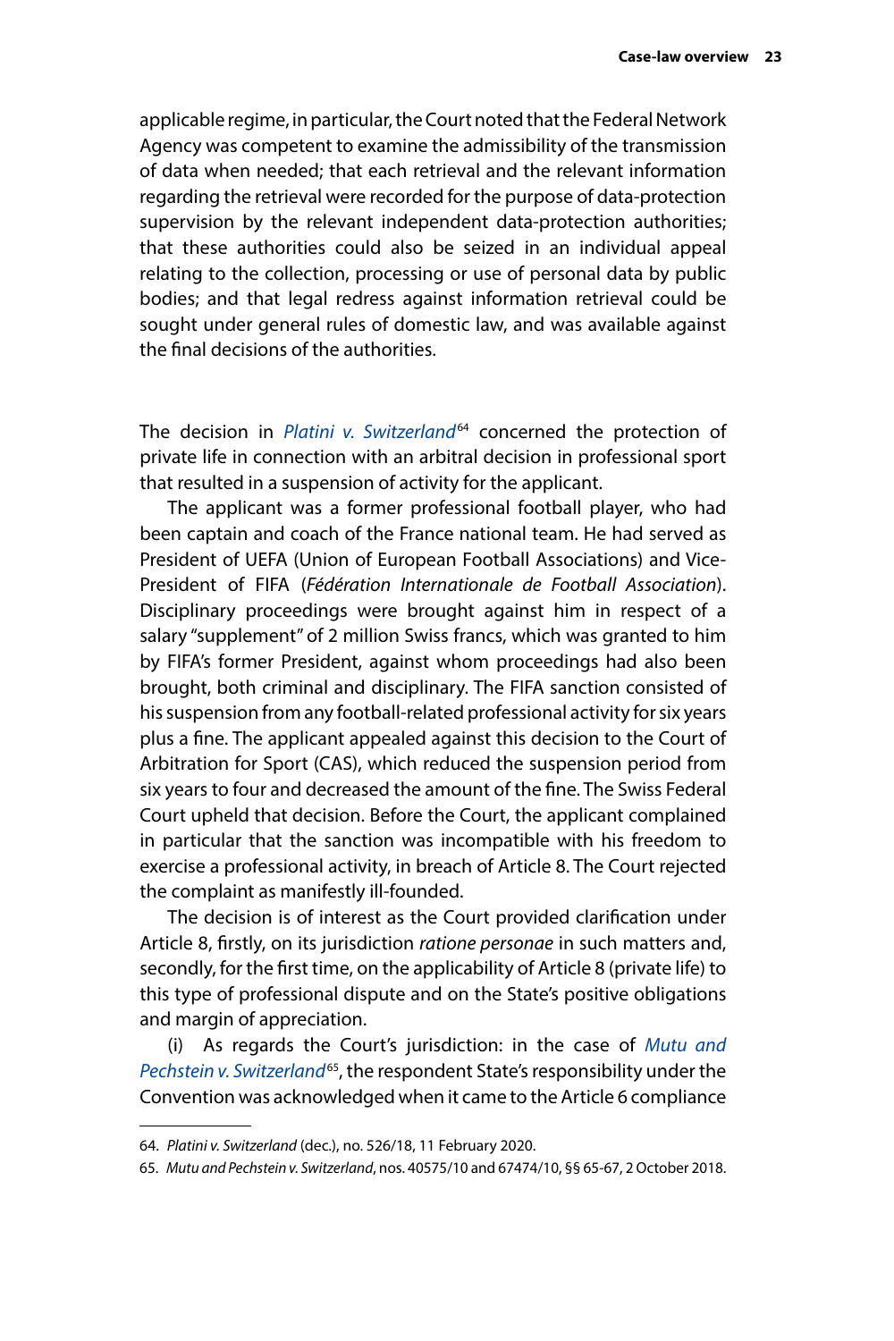applicable regime, in particular, the Court noted that the Federal Network Agency was competent to examine the admissibility of the transmission of data when needed; that each retrieval and the relevant information regarding the retrieval were recorded for the purpose of data-protection supervision by the relevant independent data-protection authorities; that these authorities could also be seized in an individual appeal relating to the collection, processing or use of personal data by public bodies; and that legal redress against information retrieval could be sought under general rules of domestic law, and was available against the final decisions of the authorities.

The decision in *Platini v. Switzerland*[64] concerned the protection of private life in connection with an arbitral decision in professional sport that resulted in a suspension of activity for the applicant.

The applicant was a former professional football player, who had been captain and coach of the France national team. He had served as President of UEFA (Union of European Football Associations) and Vice-President of FIFA (*Fédération Internationale de Football Association*). Disciplinary proceedings were brought against him in respect of a salary "supplement" of 2 million Swiss francs, which was granted to him by FIFA's former President, against whom proceedings had also been brought, both criminal and disciplinary. The FIFA sanction consisted of his suspension from any football-related professional activity for six years plus a fine. The applicant appealed against this decision to the Court of Arbitration for Sport (CAS), which reduced the suspension period from six years to four and decreased the amount of the fine. The Swiss Federal Court upheld that decision. Before the Court, the applicant complained in particular that the sanction was incompatible with his freedom to exercise a professional activity, in breach of Article 8. The Court rejected the complaint as manifestly ill-founded.

The decision is of interest as the Court provided clarification under Article 8, firstly, on its jurisdiction *ratione personae* in such matters and, secondly, for the first time, on the applicability of Article 8 (private life) to this type of professional dispute and on the State's positive obligations and margin of appreciation.

(i) As regards the Court's jurisdiction: in the case of *Mutu and Pechstein v. Switzerland*[65], the respondent State's responsibility under the Convention was acknowledged when it came to the Article 6 compliance

---

64. *Platini v. Switzerland* (dec.), no. 526/18, 11 February 2020.

65. *Mutu and Pechstein v. Switzerland*, nos. 40575/10 and 67474/10, §§ 65-67, 2 October 2018.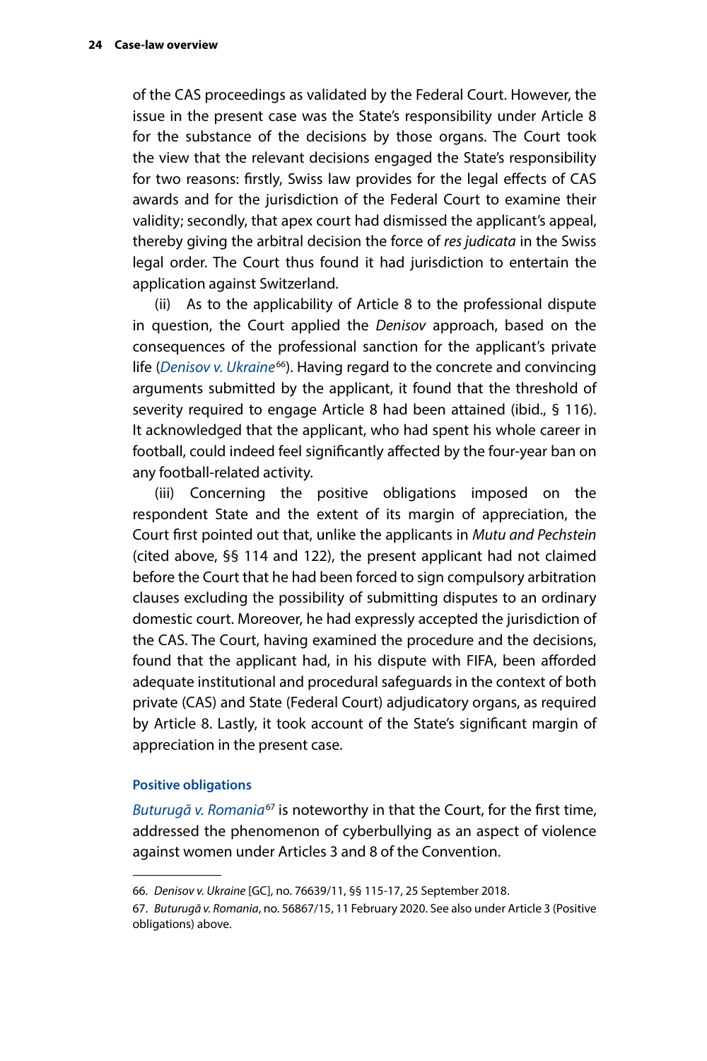of the CAS proceedings as validated by the Federal Court. However, the issue in the present case was the State's responsibility under Article 8 for the substance of the decisions by those organs. The Court took the view that the relevant decisions engaged the State's responsibility for two reasons: firstly, Swiss law provides for the legal effects of CAS awards and for the jurisdiction of the Federal Court to examine their validity; secondly, that apex court had dismissed the applicant's appeal, thereby giving the arbitral decision the force of *res judicata* in the Swiss legal order. The Court thus found it had jurisdiction to entertain the application against Switzerland.

(ii) As to the applicability of Article 8 to the professional dispute in question, the Court applied the *Denisov* approach, based on the consequences of the professional sanction for the applicant's private life (*Denisov v. Ukraine*[66]). Having regard to the concrete and convincing arguments submitted by the applicant, it found that the threshold of severity required to engage Article 8 had been attained (ibid., § 116). It acknowledged that the applicant, who had spent his whole career in football, could indeed feel significantly affected by the four-year ban on any football-related activity.

(iii) Concerning the positive obligations imposed on the respondent State and the extent of its margin of appreciation, the Court first pointed out that, unlike the applicants in *Mutu and Pechstein* (cited above, §§ 114 and 122), the present applicant had not claimed before the Court that he had been forced to sign compulsory arbitration clauses excluding the possibility of submitting disputes to an ordinary domestic court. Moreover, he had expressly accepted the jurisdiction of the CAS. The Court, having examined the procedure and the decisions, found that the applicant had, in his dispute with FIFA, been afforded adequate institutional and procedural safeguards in the context of both private (CAS) and State (Federal Court) adjudicatory organs, as required by Article 8. Lastly, it took account of the State's significant margin of appreciation in the present case.

#### Positive obligations

*Buturugă v. Romania*[67] is noteworthy in that the Court, for the first time, addressed the phenomenon of cyberbullying as an aspect of violence against women under Articles 3 and 8 of the Convention.

---

66. *Denisov v. Ukraine* [GC], no. 76639/11, §§ 115-17, 25 September 2018.

67. *Buturugă v. Romania*, no. 56867/15, 11 February 2020. See also under Article 3 (Positive obligations) above.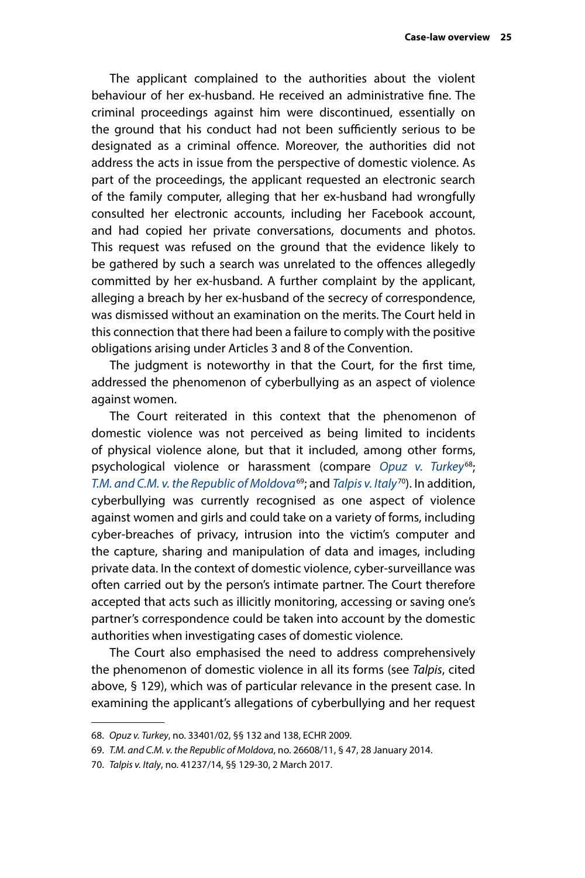The applicant complained to the authorities about the violent behaviour of her ex-husband. He received an administrative fine. The criminal proceedings against him were discontinued, essentially on the ground that his conduct had not been sufficiently serious to be designated as a criminal offence. Moreover, the authorities did not address the acts in issue from the perspective of domestic violence. As part of the proceedings, the applicant requested an electronic search of the family computer, alleging that her ex-husband had wrongfully consulted her electronic accounts, including her Facebook account, and had copied her private conversations, documents and photos. This request was refused on the ground that the evidence likely to be gathered by such a search was unrelated to the offences allegedly committed by her ex-husband. A further complaint by the applicant, alleging a breach by her ex-husband of the secrecy of correspondence, was dismissed without an examination on the merits. The Court held in this connection that there had been a failure to comply with the positive obligations arising under Articles 3 and 8 of the Convention.

The judgment is noteworthy in that the Court, for the first time, addressed the phenomenon of cyberbullying as an aspect of violence against women.

The Court reiterated in this context that the phenomenon of domestic violence was not perceived as being limited to incidents of physical violence alone, but that it included, among other forms, psychological violence or harassment (compare *Opuz v. Turkey*[68]; *T.M. and C.M. v. the Republic of Moldova*[69]; and *Talpis v. Italy*[70]). In addition, cyberbullying was currently recognised as one aspect of violence against women and girls and could take on a variety of forms, including cyber-breaches of privacy, intrusion into the victim's computer and the capture, sharing and manipulation of data and images, including private data. In the context of domestic violence, cyber-surveillance was often carried out by the person's intimate partner. The Court therefore accepted that acts such as illicitly monitoring, accessing or saving one's partner's correspondence could be taken into account by the domestic authorities when investigating cases of domestic violence.

The Court also emphasised the need to address comprehensively the phenomenon of domestic violence in all its forms (see *Talpis*, cited above, § 129), which was of particular relevance in the present case. In examining the applicant's allegations of cyberbullying and her request

---

68. *Opuz v. Turkey*, no. 33401/02, §§ 132 and 138, ECHR 2009.

69. *T.M. and C.M. v. the Republic of Moldova*, no. 26608/11, § 47, 28 January 2014.

70. *Talpis v. Italy*, no. 41237/14, §§ 129-30, 2 March 2017.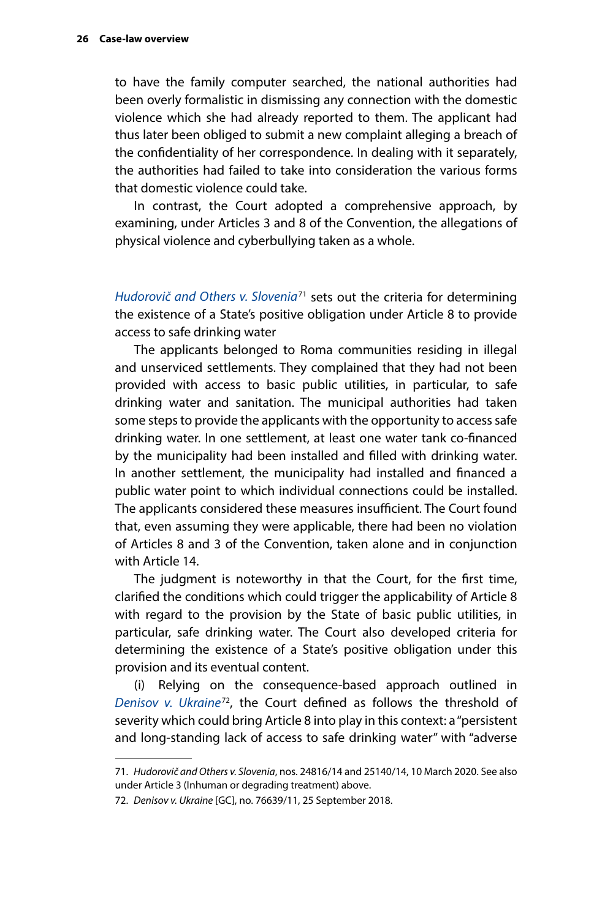to have the family computer searched, the national authorities had been overly formalistic in dismissing any connection with the domestic violence which she had already reported to them. The applicant had thus later been obliged to submit a new complaint alleging a breach of the confidentiality of her correspondence. In dealing with it separately, the authorities had failed to take into consideration the various forms that domestic violence could take.

In contrast, the Court adopted a comprehensive approach, by examining, under Articles 3 and 8 of the Convention, the allegations of physical violence and cyberbullying taken as a whole.

*Hudorovič and Others v. Slovenia*[71] sets out the criteria for determining the existence of a State's positive obligation under Article 8 to provide access to safe drinking water

The applicants belonged to Roma communities residing in illegal and unserviced settlements. They complained that they had not been provided with access to basic public utilities, in particular, to safe drinking water and sanitation. The municipal authorities had taken some steps to provide the applicants with the opportunity to access safe drinking water. In one settlement, at least one water tank co-financed by the municipality had been installed and filled with drinking water. In another settlement, the municipality had installed and financed a public water point to which individual connections could be installed. The applicants considered these measures insufficient. The Court found that, even assuming they were applicable, there had been no violation of Articles 8 and 3 of the Convention, taken alone and in conjunction with Article 14.

The judgment is noteworthy in that the Court, for the first time, clarified the conditions which could trigger the applicability of Article 8 with regard to the provision by the State of basic public utilities, in particular, safe drinking water. The Court also developed criteria for determining the existence of a State's positive obligation under this provision and its eventual content.

(i) Relying on the consequence-based approach outlined in *Denisov v. Ukraine*[72], the Court defined as follows the threshold of severity which could bring Article 8 into play in this context: a "persistent and long-standing lack of access to safe drinking water" with "adverse

---

71. *Hudorovič and Others v. Slovenia*, nos. 24816/14 and 25140/14, 10 March 2020. See also under Article 3 (Inhuman or degrading treatment) above.

72. *Denisov v. Ukraine* [GC], no. 76639/11, 25 September 2018.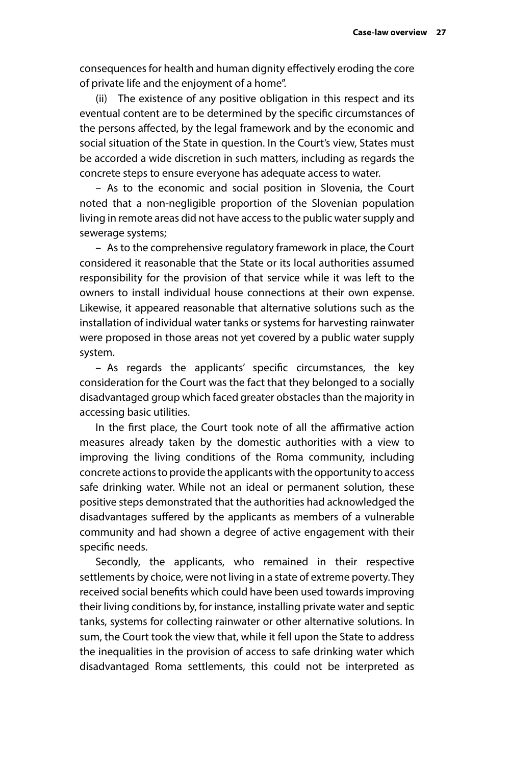consequences for health and human dignity effectively eroding the core of private life and the enjoyment of a home".

(ii) The existence of any positive obligation in this respect and its eventual content are to be determined by the specific circumstances of the persons affected, by the legal framework and by the economic and social situation of the State in question. In the Court's view, States must be accorded a wide discretion in such matters, including as regards the concrete steps to ensure everyone has adequate access to water.

– As to the economic and social position in Slovenia, the Court noted that a non-negligible proportion of the Slovenian population living in remote areas did not have access to the public water supply and sewerage systems;

– As to the comprehensive regulatory framework in place, the Court considered it reasonable that the State or its local authorities assumed responsibility for the provision of that service while it was left to the owners to install individual house connections at their own expense. Likewise, it appeared reasonable that alternative solutions such as the installation of individual water tanks or systems for harvesting rainwater were proposed in those areas not yet covered by a public water supply system.

– As regards the applicants' specific circumstances, the key consideration for the Court was the fact that they belonged to a socially disadvantaged group which faced greater obstacles than the majority in accessing basic utilities.

In the first place, the Court took note of all the affirmative action measures already taken by the domestic authorities with a view to improving the living conditions of the Roma community, including concrete actions to provide the applicants with the opportunity to access safe drinking water. While not an ideal or permanent solution, these positive steps demonstrated that the authorities had acknowledged the disadvantages suffered by the applicants as members of a vulnerable community and had shown a degree of active engagement with their specific needs.

Secondly, the applicants, who remained in their respective settlements by choice, were not living in a state of extreme poverty. They received social benefits which could have been used towards improving their living conditions by, for instance, installing private water and septic tanks, systems for collecting rainwater or other alternative solutions. In sum, the Court took the view that, while it fell upon the State to address the inequalities in the provision of access to safe drinking water which disadvantaged Roma settlements, this could not be interpreted as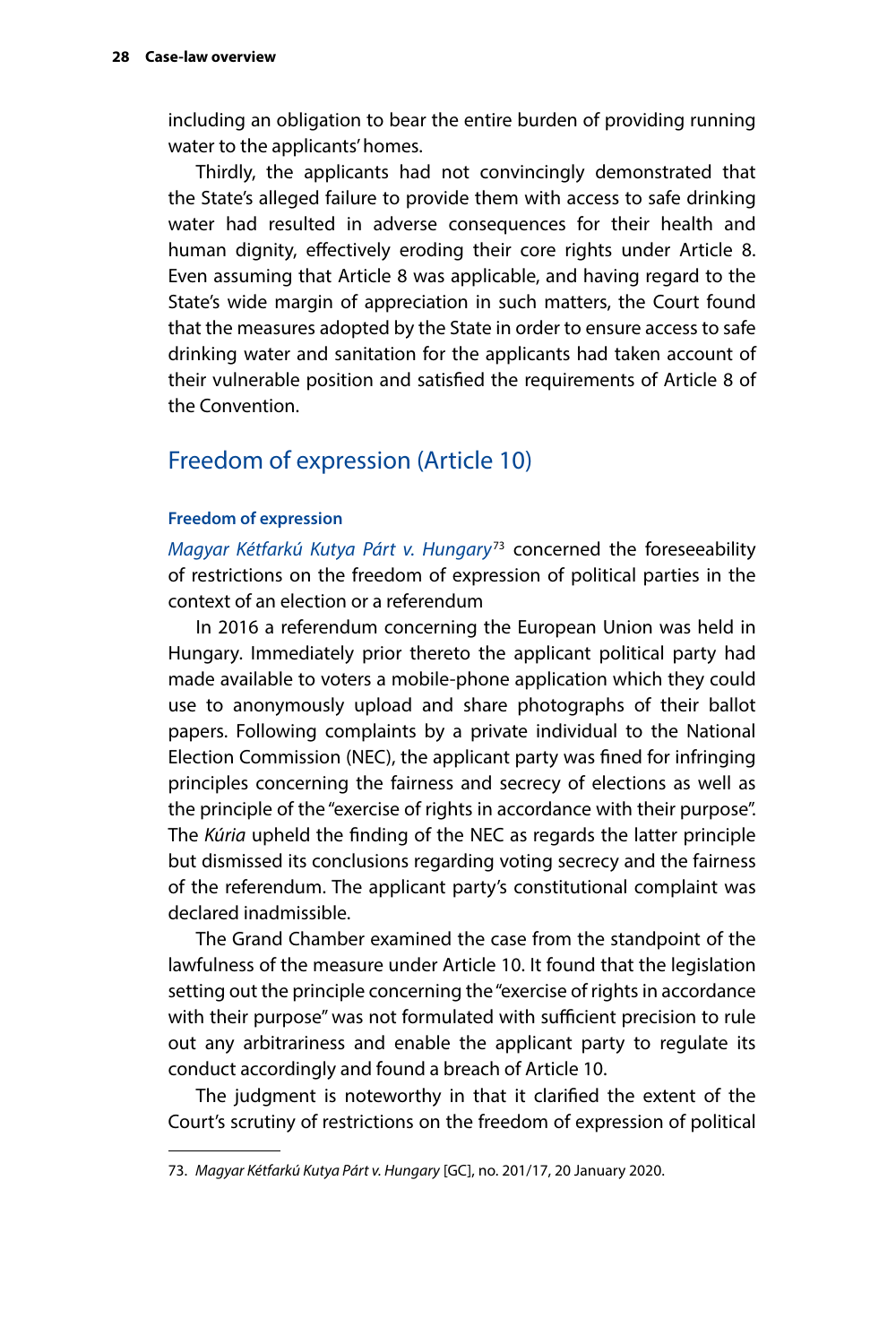including an obligation to bear the entire burden of providing running water to the applicants' homes.

Thirdly, the applicants had not convincingly demonstrated that the State's alleged failure to provide them with access to safe drinking water had resulted in adverse consequences for their health and human dignity, effectively eroding their core rights under Article 8. Even assuming that Article 8 was applicable, and having regard to the State's wide margin of appreciation in such matters, the Court found that the measures adopted by the State in order to ensure access to safe drinking water and sanitation for the applicants had taken account of their vulnerable position and satisfied the requirements of Article 8 of the Convention.

## Freedom of expression (Article 10)

### Freedom of expression

*Magyar Kétfarkú Kutya Párt v. Hungary*[73] concerned the foreseeability of restrictions on the freedom of expression of political parties in the context of an election or a referendum

In 2016 a referendum concerning the European Union was held in Hungary. Immediately prior thereto the applicant political party had made available to voters a mobile-phone application which they could use to anonymously upload and share photographs of their ballot papers. Following complaints by a private individual to the National Election Commission (NEC), the applicant party was fined for infringing principles concerning the fairness and secrecy of elections as well as the principle of the "exercise of rights in accordance with their purpose". The *Kúria* upheld the finding of the NEC as regards the latter principle but dismissed its conclusions regarding voting secrecy and the fairness of the referendum. The applicant party's constitutional complaint was declared inadmissible.

The Grand Chamber examined the case from the standpoint of the lawfulness of the measure under Article 10. It found that the legislation setting out the principle concerning the "exercise of rights in accordance with their purpose" was not formulated with sufficient precision to rule out any arbitrariness and enable the applicant party to regulate its conduct accordingly and found a breach of Article 10.

The judgment is noteworthy in that it clarified the extent of the Court's scrutiny of restrictions on the freedom of expression of political

73. *Magyar Kétfarkú Kutya Párt v. Hungary* [GC], no. 201/17, 20 January 2020.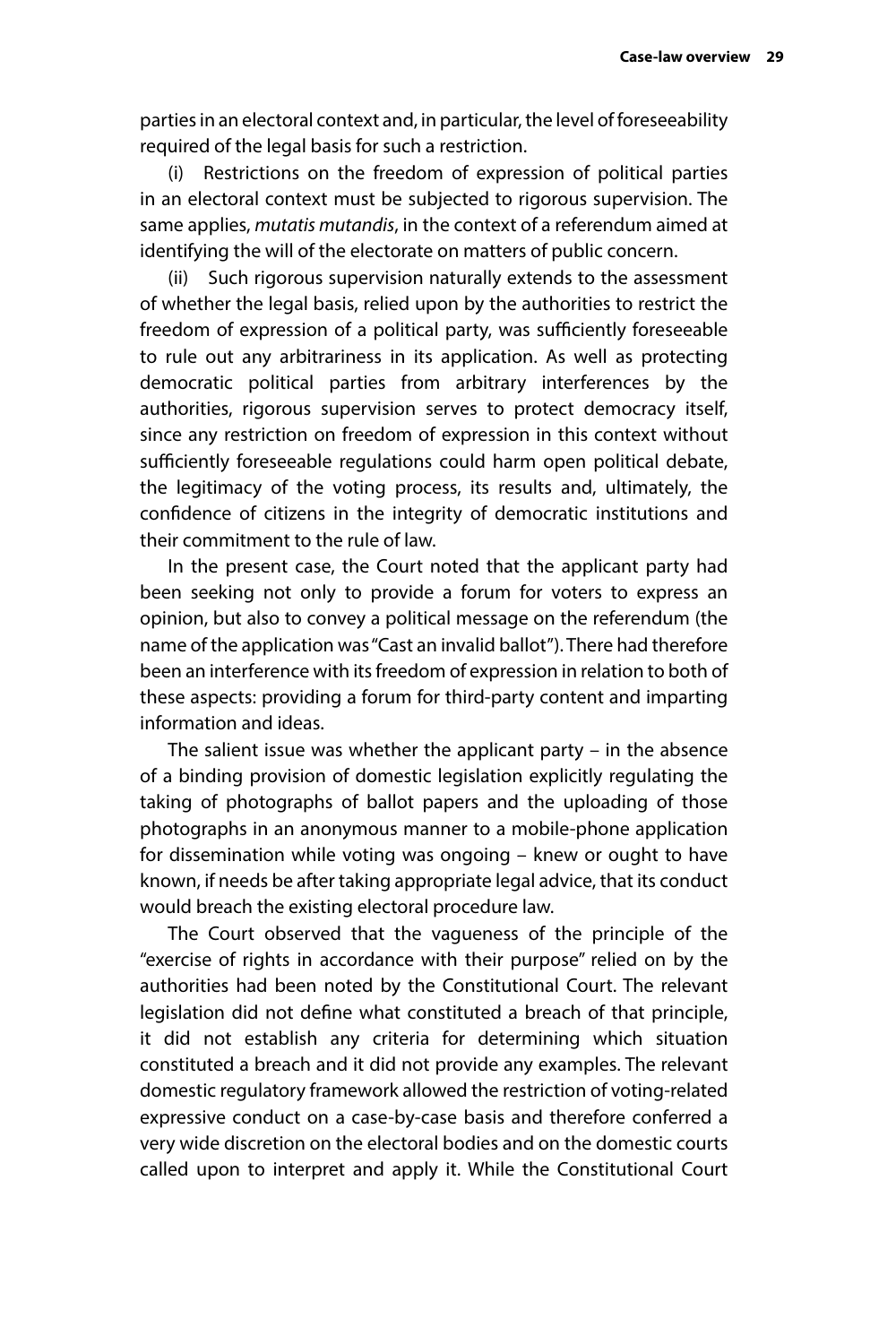parties in an electoral context and, in particular, the level of foreseeability required of the legal basis for such a restriction.

(i) Restrictions on the freedom of expression of political parties in an electoral context must be subjected to rigorous supervision. The same applies, *mutatis mutandis*, in the context of a referendum aimed at identifying the will of the electorate on matters of public concern.

(ii) Such rigorous supervision naturally extends to the assessment of whether the legal basis, relied upon by the authorities to restrict the freedom of expression of a political party, was sufficiently foreseeable to rule out any arbitrariness in its application. As well as protecting democratic political parties from arbitrary interferences by the authorities, rigorous supervision serves to protect democracy itself, since any restriction on freedom of expression in this context without sufficiently foreseeable regulations could harm open political debate, the legitimacy of the voting process, its results and, ultimately, the confidence of citizens in the integrity of democratic institutions and their commitment to the rule of law.

In the present case, the Court noted that the applicant party had been seeking not only to provide a forum for voters to express an opinion, but also to convey a political message on the referendum (the name of the application was "Cast an invalid ballot"). There had therefore been an interference with its freedom of expression in relation to both of these aspects: providing a forum for third-party content and imparting information and ideas.

The salient issue was whether the applicant party – in the absence of a binding provision of domestic legislation explicitly regulating the taking of photographs of ballot papers and the uploading of those photographs in an anonymous manner to a mobile-phone application for dissemination while voting was ongoing – knew or ought to have known, if needs be after taking appropriate legal advice, that its conduct would breach the existing electoral procedure law.

The Court observed that the vagueness of the principle of the "exercise of rights in accordance with their purpose" relied on by the authorities had been noted by the Constitutional Court. The relevant legislation did not define what constituted a breach of that principle, it did not establish any criteria for determining which situation constituted a breach and it did not provide any examples. The relevant domestic regulatory framework allowed the restriction of voting-related expressive conduct on a case-by-case basis and therefore conferred a very wide discretion on the electoral bodies and on the domestic courts called upon to interpret and apply it. While the Constitutional Court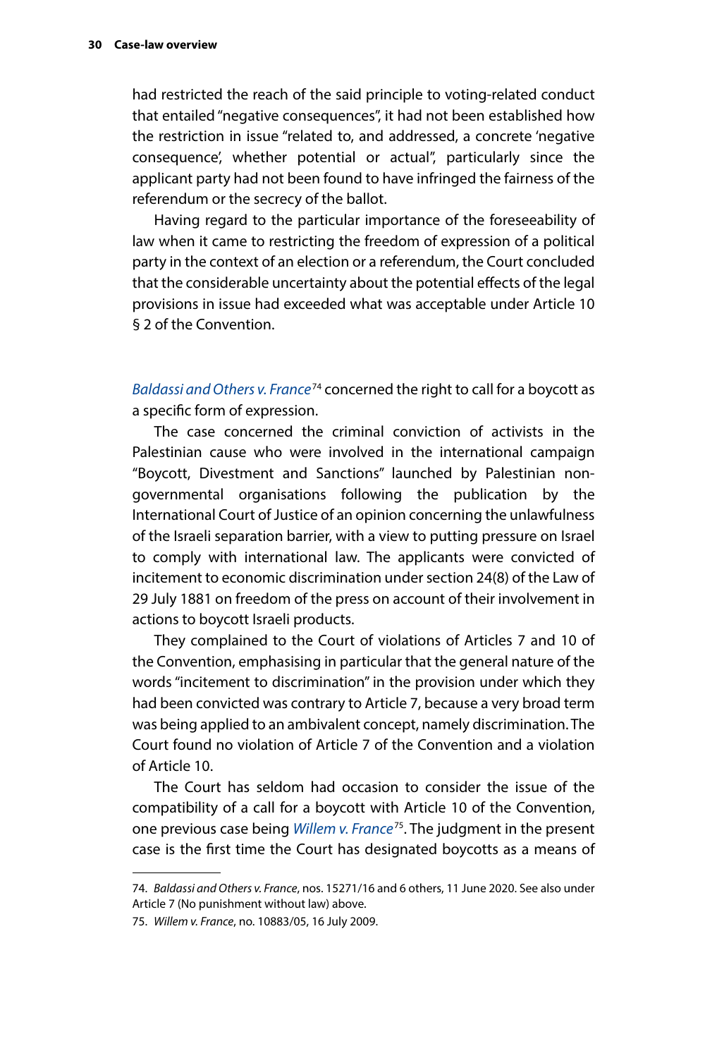had restricted the reach of the said principle to voting-related conduct that entailed "negative consequences", it had not been established how the restriction in issue "related to, and addressed, a concrete 'negative consequence', whether potential or actual", particularly since the applicant party had not been found to have infringed the fairness of the referendum or the secrecy of the ballot.

Having regard to the particular importance of the foreseeability of law when it came to restricting the freedom of expression of a political party in the context of an election or a referendum, the Court concluded that the considerable uncertainty about the potential effects of the legal provisions in issue had exceeded what was acceptable under Article 10 § 2 of the Convention.

*Baldassi and Others v. France*[74] concerned the right to call for a boycott as a specific form of expression.

The case concerned the criminal conviction of activists in the Palestinian cause who were involved in the international campaign "Boycott, Divestment and Sanctions" launched by Palestinian non-governmental organisations following the publication by the International Court of Justice of an opinion concerning the unlawfulness of the Israeli separation barrier, with a view to putting pressure on Israel to comply with international law. The applicants were convicted of incitement to economic discrimination under section 24(8) of the Law of 29 July 1881 on freedom of the press on account of their involvement in actions to boycott Israeli products.

They complained to the Court of violations of Articles 7 and 10 of the Convention, emphasising in particular that the general nature of the words "incitement to discrimination" in the provision under which they had been convicted was contrary to Article 7, because a very broad term was being applied to an ambivalent concept, namely discrimination. The Court found no violation of Article 7 of the Convention and a violation of Article 10.

The Court has seldom had occasion to consider the issue of the compatibility of a call for a boycott with Article 10 of the Convention, one previous case being *Willem v. France*[75]. The judgment in the present case is the first time the Court has designated boycotts as a means of

---

74. *Baldassi and Others v. France*, nos. 15271/16 and 6 others, 11 June 2020. See also under Article 7 (No punishment without law) above.

75. *Willem v. France*, no. 10883/05, 16 July 2009.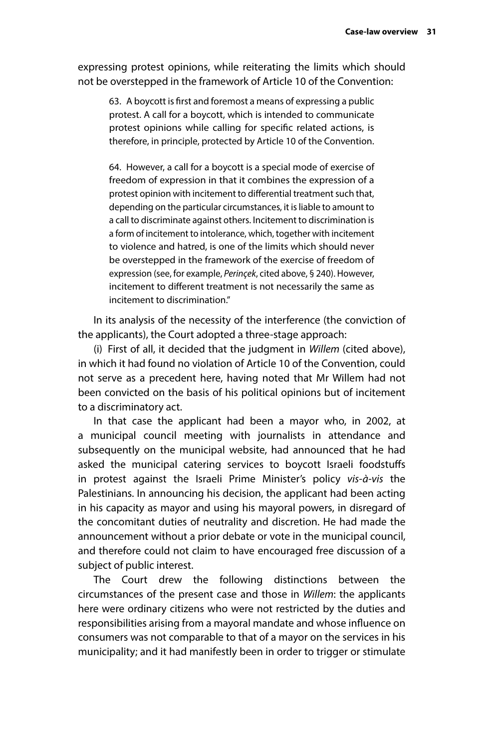expressing protest opinions, while reiterating the limits which should not be overstepped in the framework of Article 10 of the Convention:

> 63. A boycott is first and foremost a means of expressing a public protest. A call for a boycott, which is intended to communicate protest opinions while calling for specific related actions, is therefore, in principle, protected by Article 10 of the Convention.
>
> 64. However, a call for a boycott is a special mode of exercise of freedom of expression in that it combines the expression of a protest opinion with incitement to differential treatment such that, depending on the particular circumstances, it is liable to amount to a call to discriminate against others. Incitement to discrimination is a form of incitement to intolerance, which, together with incitement to violence and hatred, is one of the limits which should never be overstepped in the framework of the exercise of freedom of expression (see, for example, *Perinçek*, cited above, § 240). However, incitement to different treatment is not necessarily the same as incitement to discrimination."

In its analysis of the necessity of the interference (the conviction of the applicants), the Court adopted a three-stage approach:

(i) First of all, it decided that the judgment in *Willem* (cited above), in which it had found no violation of Article 10 of the Convention, could not serve as a precedent here, having noted that Mr Willem had not been convicted on the basis of his political opinions but of incitement to a discriminatory act.

In that case the applicant had been a mayor who, in 2002, at a municipal council meeting with journalists in attendance and subsequently on the municipal website, had announced that he had asked the municipal catering services to boycott Israeli foodstuffs in protest against the Israeli Prime Minister's policy *vis-à-vis* the Palestinians. In announcing his decision, the applicant had been acting in his capacity as mayor and using his mayoral powers, in disregard of the concomitant duties of neutrality and discretion. He had made the announcement without a prior debate or vote in the municipal council, and therefore could not claim to have encouraged free discussion of a subject of public interest.

The Court drew the following distinctions between the circumstances of the present case and those in *Willem*: the applicants here were ordinary citizens who were not restricted by the duties and responsibilities arising from a mayoral mandate and whose influence on consumers was not comparable to that of a mayor on the services in his municipality; and it had manifestly been in order to trigger or stimulate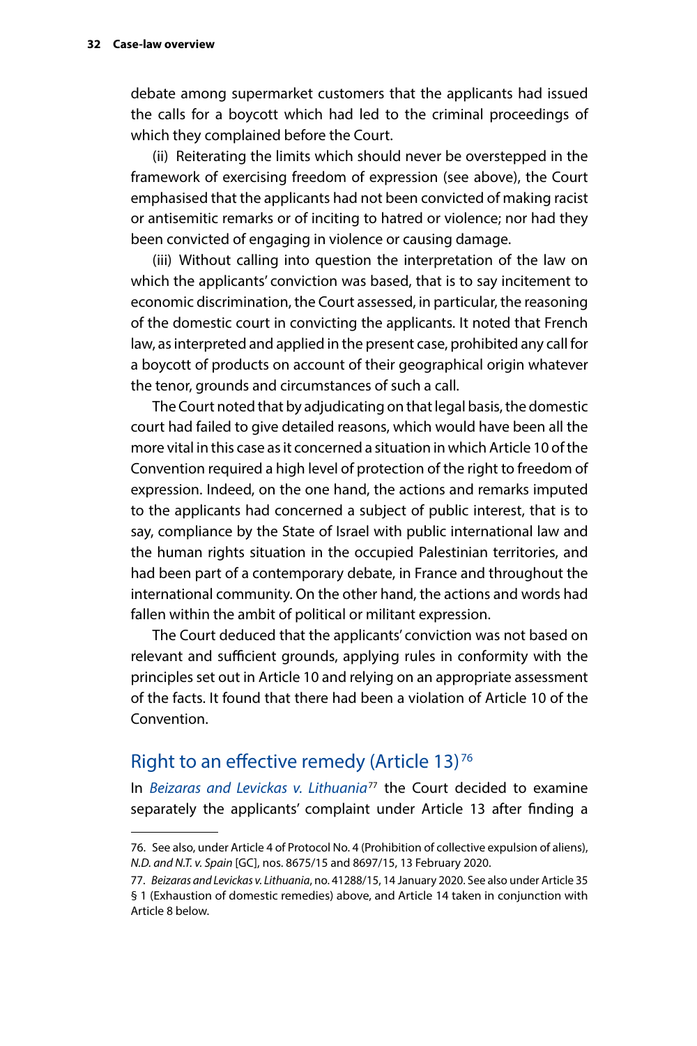debate among supermarket customers that the applicants had issued the calls for a boycott which had led to the criminal proceedings of which they complained before the Court.

(ii) Reiterating the limits which should never be overstepped in the framework of exercising freedom of expression (see above), the Court emphasised that the applicants had not been convicted of making racist or antisemitic remarks or of inciting to hatred or violence; nor had they been convicted of engaging in violence or causing damage.

(iii) Without calling into question the interpretation of the law on which the applicants' conviction was based, that is to say incitement to economic discrimination, the Court assessed, in particular, the reasoning of the domestic court in convicting the applicants. It noted that French law, as interpreted and applied in the present case, prohibited any call for a boycott of products on account of their geographical origin whatever the tenor, grounds and circumstances of such a call.

The Court noted that by adjudicating on that legal basis, the domestic court had failed to give detailed reasons, which would have been all the more vital in this case as it concerned a situation in which Article 10 of the Convention required a high level of protection of the right to freedom of expression. Indeed, on the one hand, the actions and remarks imputed to the applicants had concerned a subject of public interest, that is to say, compliance by the State of Israel with public international law and the human rights situation in the occupied Palestinian territories, and had been part of a contemporary debate, in France and throughout the international community. On the other hand, the actions and words had fallen within the ambit of political or militant expression.

The Court deduced that the applicants' conviction was not based on relevant and sufficient grounds, applying rules in conformity with the principles set out in Article 10 and relying on an appropriate assessment of the facts. It found that there had been a violation of Article 10 of the Convention.

## Right to an effective remedy (Article 13)[76]

In *Beizaras and Levickas v. Lithuania*[77] the Court decided to examine separately the applicants' complaint under Article 13 after finding a

---

76. See also, under Article 4 of Protocol No. 4 (Prohibition of collective expulsion of aliens), *N.D. and N.T. v. Spain* [GC], nos. 8675/15 and 8697/15, 13 February 2020.

77. *Beizaras and Levickas v. Lithuania*, no. 41288/15, 14 January 2020. See also under Article 35 § 1 (Exhaustion of domestic remedies) above, and Article 14 taken in conjunction with Article 8 below.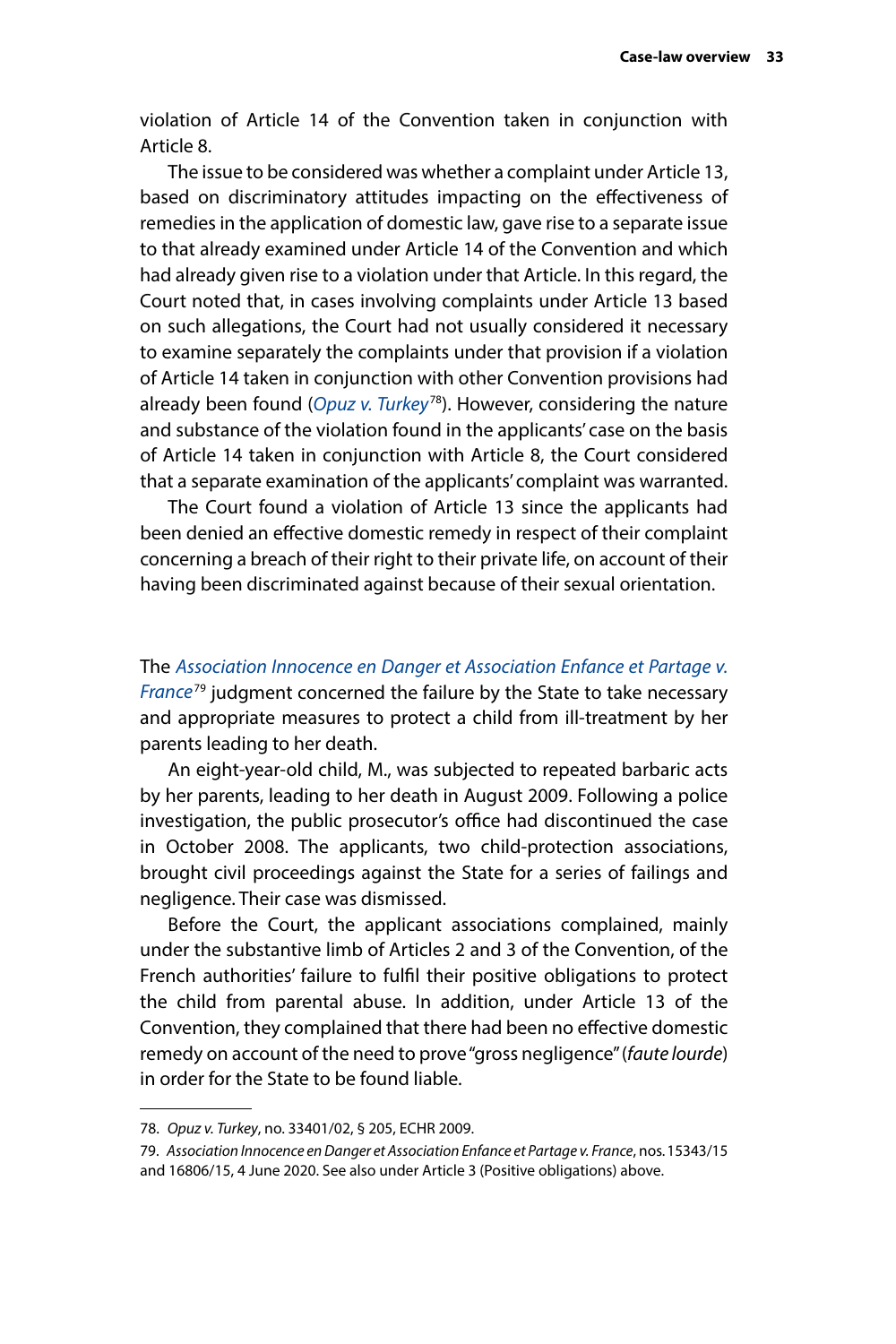violation of Article 14 of the Convention taken in conjunction with Article 8.

The issue to be considered was whether a complaint under Article 13, based on discriminatory attitudes impacting on the effectiveness of remedies in the application of domestic law, gave rise to a separate issue to that already examined under Article 14 of the Convention and which had already given rise to a violation under that Article. In this regard, the Court noted that, in cases involving complaints under Article 13 based on such allegations, the Court had not usually considered it necessary to examine separately the complaints under that provision if a violation of Article 14 taken in conjunction with other Convention provisions had already been found (*Opuz v. Turkey*[78]). However, considering the nature and substance of the violation found in the applicants' case on the basis of Article 14 taken in conjunction with Article 8, the Court considered that a separate examination of the applicants' complaint was warranted.

The Court found a violation of Article 13 since the applicants had been denied an effective domestic remedy in respect of their complaint concerning a breach of their right to their private life, on account of their having been discriminated against because of their sexual orientation.

The *Association Innocence en Danger et Association Enfance et Partage v. France*[79] judgment concerned the failure by the State to take necessary and appropriate measures to protect a child from ill-treatment by her parents leading to her death.

An eight-year-old child, M., was subjected to repeated barbaric acts by her parents, leading to her death in August 2009. Following a police investigation, the public prosecutor's office had discontinued the case in October 2008. The applicants, two child-protection associations, brought civil proceedings against the State for a series of failings and negligence. Their case was dismissed.

Before the Court, the applicant associations complained, mainly under the substantive limb of Articles 2 and 3 of the Convention, of the French authorities' failure to fulfil their positive obligations to protect the child from parental abuse. In addition, under Article 13 of the Convention, they complained that there had been no effective domestic remedy on account of the need to prove "gross negligence" (*faute lourde*) in order for the State to be found liable.

---

78. *Opuz v. Turkey*, no. 33401/02, § 205, ECHR 2009.

79. *Association Innocence en Danger et Association Enfance et Partage v. France*, nos. 15343/15 and 16806/15, 4 June 2020. See also under Article 3 (Positive obligations) above.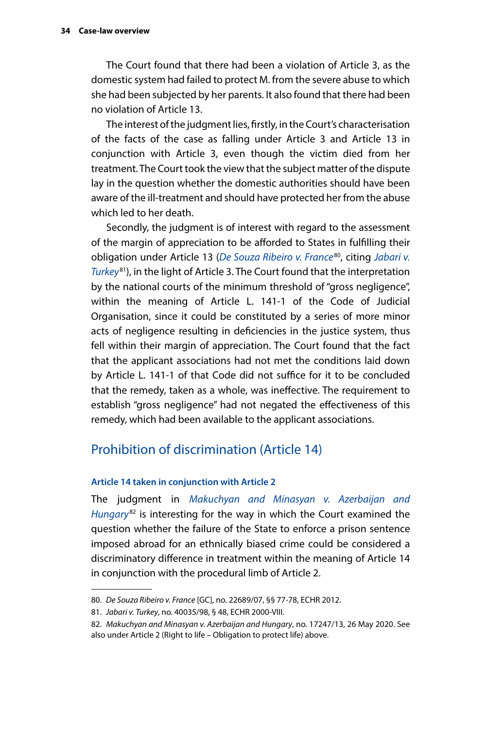The Court found that there had been a violation of Article 3, as the domestic system had failed to protect M. from the severe abuse to which she had been subjected by her parents. It also found that there had been no violation of Article 13.

The interest of the judgment lies, firstly, in the Court's characterisation of the facts of the case as falling under Article 3 and Article 13 in conjunction with Article 3, even though the victim died from her treatment. The Court took the view that the subject matter of the dispute lay in the question whether the domestic authorities should have been aware of the ill-treatment and should have protected her from the abuse which led to her death.

Secondly, the judgment is of interest with regard to the assessment of the margin of appreciation to be afforded to States in fulfilling their obligation under Article 13 (*De Souza Ribeiro v. France*[80], citing *Jabari v. Turkey*[81]), in the light of Article 3. The Court found that the interpretation by the national courts of the minimum threshold of "gross negligence", within the meaning of Article L. 141-1 of the Code of Judicial Organisation, since it could be constituted by a series of more minor acts of negligence resulting in deficiencies in the justice system, thus fell within their margin of appreciation. The Court found that the fact that the applicant associations had not met the conditions laid down by Article L. 141-1 of that Code did not suffice for it to be concluded that the remedy, taken as a whole, was ineffective. The requirement to establish "gross negligence" had not negated the effectiveness of this remedy, which had been available to the applicant associations.

## Prohibition of discrimination (Article 14)

#### Article 14 taken in conjunction with Article 2

The judgment in *Makuchyan and Minasyan v. Azerbaijan and Hungary*[82] is interesting for the way in which the Court examined the question whether the failure of the State to enforce a prison sentence imposed abroad for an ethnically biased crime could be considered a discriminatory difference in treatment within the meaning of Article 14 in conjunction with the procedural limb of Article 2.

---

80. *De Souza Ribeiro v. France* [GC], no. 22689/07, §§ 77-78, ECHR 2012.

81. *Jabari v. Turkey*, no. 40035/98, § 48, ECHR 2000-VIII.

82. *Makuchyan and Minasyan v. Azerbaijan and Hungary*, no. 17247/13, 26 May 2020. See also under Article 2 (Right to life – Obligation to protect life) above.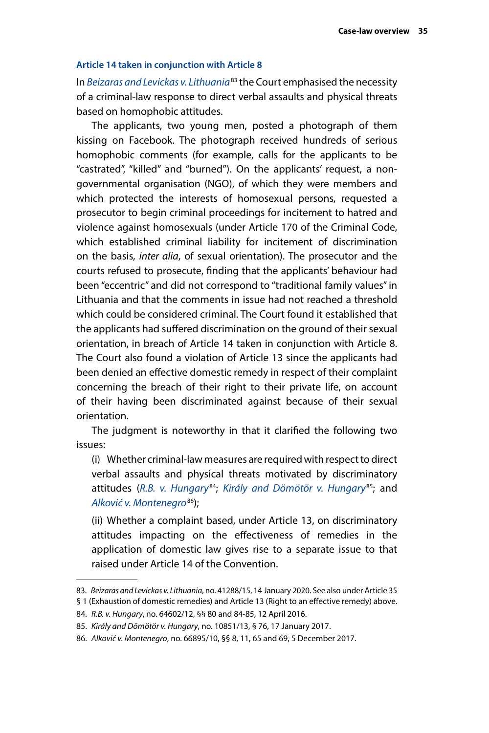### Article 14 taken in conjunction with Article 8

In *Beizaras and Levickas v. Lithuania*[83] the Court emphasised the necessity of a criminal-law response to direct verbal assaults and physical threats based on homophobic attitudes.

The applicants, two young men, posted a photograph of them kissing on Facebook. The photograph received hundreds of serious homophobic comments (for example, calls for the applicants to be "castrated", "killed" and "burned"). On the applicants' request, a non-governmental organisation (NGO), of which they were members and which protected the interests of homosexual persons, requested a prosecutor to begin criminal proceedings for incitement to hatred and violence against homosexuals (under Article 170 of the Criminal Code, which established criminal liability for incitement of discrimination on the basis, *inter alia*, of sexual orientation). The prosecutor and the courts refused to prosecute, finding that the applicants' behaviour had been "eccentric" and did not correspond to "traditional family values" in Lithuania and that the comments in issue had not reached a threshold which could be considered criminal. The Court found it established that the applicants had suffered discrimination on the ground of their sexual orientation, in breach of Article 14 taken in conjunction with Article 8. The Court also found a violation of Article 13 since the applicants had been denied an effective domestic remedy in respect of their complaint concerning the breach of their right to their private life, on account of their having been discriminated against because of their sexual orientation.

The judgment is noteworthy in that it clarified the following two issues:

(i) Whether criminal-law measures are required with respect to direct verbal assaults and physical threats motivated by discriminatory attitudes (*R.B. v. Hungary*[84]; *Király and Dömötör v. Hungary*[85]; and *Alković v. Montenegro*[86]);

(ii) Whether a complaint based, under Article 13, on discriminatory attitudes impacting on the effectiveness of remedies in the application of domestic law gives rise to a separate issue to that raised under Article 14 of the Convention.

---

83. *Beizaras and Levickas v. Lithuania*, no. 41288/15, 14 January 2020. See also under Article 35 § 1 (Exhaustion of domestic remedies) and Article 13 (Right to an effective remedy) above.

84. *R.B. v. Hungary*, no. 64602/12, §§ 80 and 84-85, 12 April 2016.

85. *Király and Dömötör v. Hungary*, no. 10851/13, § 76, 17 January 2017.

86. *Alković v. Montenegro*, no. 66895/10, §§ 8, 11, 65 and 69, 5 December 2017.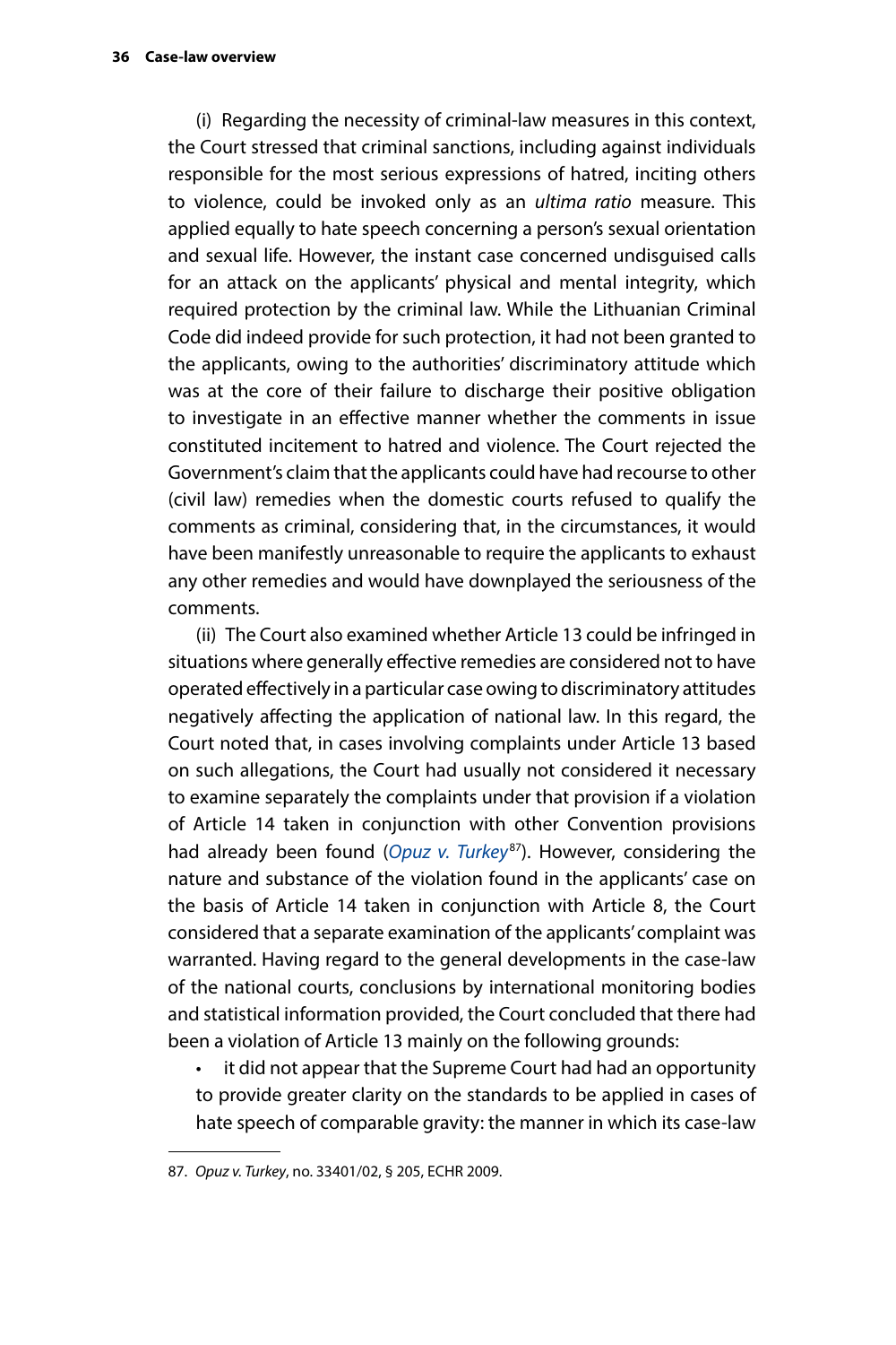(i) Regarding the necessity of criminal-law measures in this context, the Court stressed that criminal sanctions, including against individuals responsible for the most serious expressions of hatred, inciting others to violence, could be invoked only as an *ultima ratio* measure. This applied equally to hate speech concerning a person's sexual orientation and sexual life. However, the instant case concerned undisguised calls for an attack on the applicants' physical and mental integrity, which required protection by the criminal law. While the Lithuanian Criminal Code did indeed provide for such protection, it had not been granted to the applicants, owing to the authorities' discriminatory attitude which was at the core of their failure to discharge their positive obligation to investigate in an effective manner whether the comments in issue constituted incitement to hatred and violence. The Court rejected the Government's claim that the applicants could have had recourse to other (civil law) remedies when the domestic courts refused to qualify the comments as criminal, considering that, in the circumstances, it would have been manifestly unreasonable to require the applicants to exhaust any other remedies and would have downplayed the seriousness of the comments.

(ii) The Court also examined whether Article 13 could be infringed in situations where generally effective remedies are considered not to have operated effectively in a particular case owing to discriminatory attitudes negatively affecting the application of national law. In this regard, the Court noted that, in cases involving complaints under Article 13 based on such allegations, the Court had usually not considered it necessary to examine separately the complaints under that provision if a violation of Article 14 taken in conjunction with other Convention provisions had already been found (*Opuz v. Turkey*[87]). However, considering the nature and substance of the violation found in the applicants' case on the basis of Article 14 taken in conjunction with Article 8, the Court considered that a separate examination of the applicants' complaint was warranted. Having regard to the general developments in the case-law of the national courts, conclusions by international monitoring bodies and statistical information provided, the Court concluded that there had been a violation of Article 13 mainly on the following grounds:

- it did not appear that the Supreme Court had had an opportunity to provide greater clarity on the standards to be applied in cases of hate speech of comparable gravity: the manner in which its case-law

87. *Opuz v. Turkey*, no. 33401/02, § 205, ECHR 2009.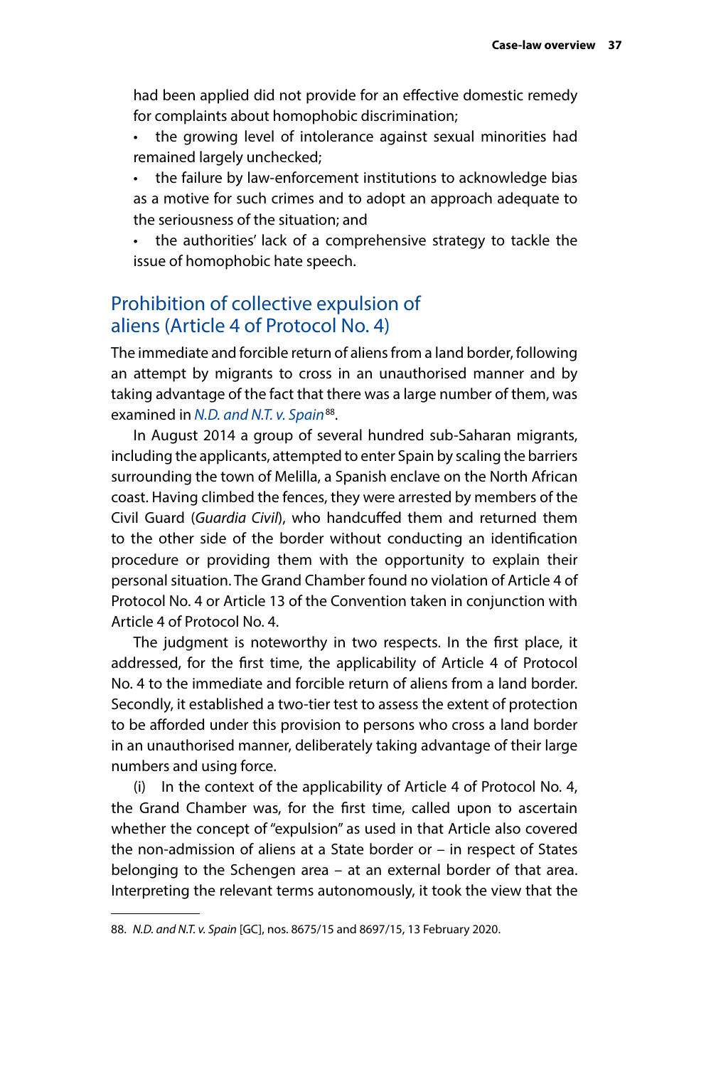had been applied did not provide for an effective domestic remedy for complaints about homophobic discrimination;

- the growing level of intolerance against sexual minorities had remained largely unchecked;
- the failure by law-enforcement institutions to acknowledge bias as a motive for such crimes and to adopt an approach adequate to the seriousness of the situation; and
- the authorities' lack of a comprehensive strategy to tackle the issue of homophobic hate speech.

## Prohibition of collective expulsion of aliens (Article 4 of Protocol No. 4)

The immediate and forcible return of aliens from a land border, following an attempt by migrants to cross in an unauthorised manner and by taking advantage of the fact that there was a large number of them, was examined in *N.D. and N.T. v. Spain*[88].

In August 2014 a group of several hundred sub-Saharan migrants, including the applicants, attempted to enter Spain by scaling the barriers surrounding the town of Melilla, a Spanish enclave on the North African coast. Having climbed the fences, they were arrested by members of the Civil Guard (*Guardia Civil*), who handcuffed them and returned them to the other side of the border without conducting an identification procedure or providing them with the opportunity to explain their personal situation. The Grand Chamber found no violation of Article 4 of Protocol No. 4 or Article 13 of the Convention taken in conjunction with Article 4 of Protocol No. 4.

The judgment is noteworthy in two respects. In the first place, it addressed, for the first time, the applicability of Article 4 of Protocol No. 4 to the immediate and forcible return of aliens from a land border. Secondly, it established a two-tier test to assess the extent of protection to be afforded under this provision to persons who cross a land border in an unauthorised manner, deliberately taking advantage of their large numbers and using force.

(i) In the context of the applicability of Article 4 of Protocol No. 4, the Grand Chamber was, for the first time, called upon to ascertain whether the concept of "expulsion" as used in that Article also covered the non-admission of aliens at a State border or – in respect of States belonging to the Schengen area – at an external border of that area. Interpreting the relevant terms autonomously, it took the view that the

88. *N.D. and N.T. v. Spain* [GC], nos. 8675/15 and 8697/15, 13 February 2020.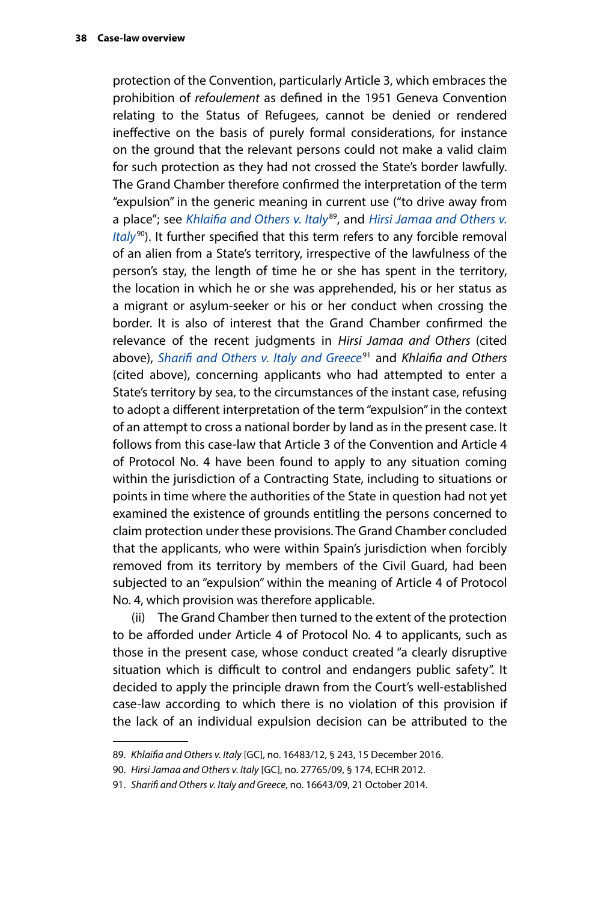protection of the Convention, particularly Article 3, which embraces the prohibition of *refoulement* as defined in the 1951 Geneva Convention relating to the Status of Refugees, cannot be denied or rendered ineffective on the basis of purely formal considerations, for instance on the ground that the relevant persons could not make a valid claim for such protection as they had not crossed the State's border lawfully. The Grand Chamber therefore confirmed the interpretation of the term "expulsion" in the generic meaning in current use ("to drive away from a place"; see *Khlaifia and Others v. Italy*[89], and *Hirsi Jamaa and Others v. Italy*[90]). It further specified that this term refers to any forcible removal of an alien from a State's territory, irrespective of the lawfulness of the person's stay, the length of time he or she has spent in the territory, the location in which he or she was apprehended, his or her status as a migrant or asylum-seeker or his or her conduct when crossing the border. It is also of interest that the Grand Chamber confirmed the relevance of the recent judgments in *Hirsi Jamaa and Others* (cited above), *Sharifi and Others v. Italy and Greece*[91] and *Khlaifia and Others* (cited above), concerning applicants who had attempted to enter a State's territory by sea, to the circumstances of the instant case, refusing to adopt a different interpretation of the term "expulsion" in the context of an attempt to cross a national border by land as in the present case. It follows from this case-law that Article 3 of the Convention and Article 4 of Protocol No. 4 have been found to apply to any situation coming within the jurisdiction of a Contracting State, including to situations or points in time where the authorities of the State in question had not yet examined the existence of grounds entitling the persons concerned to claim protection under these provisions. The Grand Chamber concluded that the applicants, who were within Spain's jurisdiction when forcibly removed from its territory by members of the Civil Guard, had been subjected to an "expulsion" within the meaning of Article 4 of Protocol No. 4, which provision was therefore applicable.

(ii) The Grand Chamber then turned to the extent of the protection to be afforded under Article 4 of Protocol No. 4 to applicants, such as those in the present case, whose conduct created "a clearly disruptive situation which is difficult to control and endangers public safety". It decided to apply the principle drawn from the Court's well-established case-law according to which there is no violation of this provision if the lack of an individual expulsion decision can be attributed to the

---

89. *Khlaifia and Others v. Italy* [GC], no. 16483/12, § 243, 15 December 2016.
90. *Hirsi Jamaa and Others v. Italy* [GC], no. 27765/09, § 174, ECHR 2012.
91. *Sharifi and Others v. Italy and Greece*, no. 16643/09, 21 October 2014.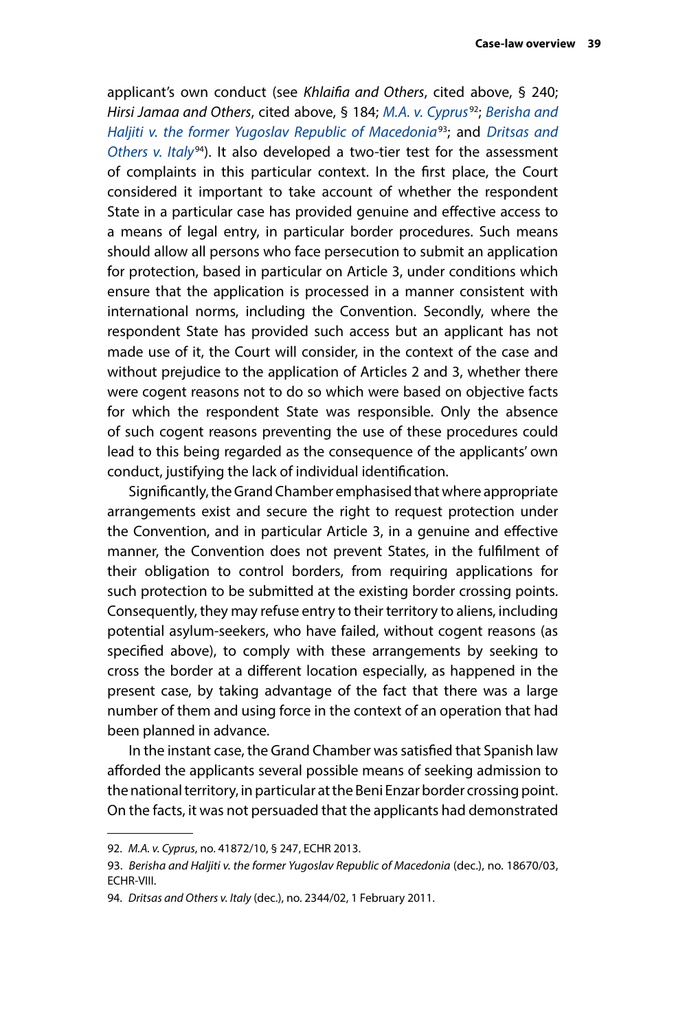applicant's own conduct (see *Khlaifia and Others*, cited above, § 240; *Hirsi Jamaa and Others*, cited above, § 184; *M.A. v. Cyprus*[92]; *Berisha and Haljiti v. the former Yugoslav Republic of Macedonia*[93]; and *Dritsas and Others v. Italy*[94]). It also developed a two-tier test for the assessment of complaints in this particular context. In the first place, the Court considered it important to take account of whether the respondent State in a particular case has provided genuine and effective access to a means of legal entry, in particular border procedures. Such means should allow all persons who face persecution to submit an application for protection, based in particular on Article 3, under conditions which ensure that the application is processed in a manner consistent with international norms, including the Convention. Secondly, where the respondent State has provided such access but an applicant has not made use of it, the Court will consider, in the context of the case and without prejudice to the application of Articles 2 and 3, whether there were cogent reasons not to do so which were based on objective facts for which the respondent State was responsible. Only the absence of such cogent reasons preventing the use of these procedures could lead to this being regarded as the consequence of the applicants' own conduct, justifying the lack of individual identification.

Significantly, the Grand Chamber emphasised that where appropriate arrangements exist and secure the right to request protection under the Convention, and in particular Article 3, in a genuine and effective manner, the Convention does not prevent States, in the fulfilment of their obligation to control borders, from requiring applications for such protection to be submitted at the existing border crossing points. Consequently, they may refuse entry to their territory to aliens, including potential asylum-seekers, who have failed, without cogent reasons (as specified above), to comply with these arrangements by seeking to cross the border at a different location especially, as happened in the present case, by taking advantage of the fact that there was a large number of them and using force in the context of an operation that had been planned in advance.

In the instant case, the Grand Chamber was satisfied that Spanish law afforded the applicants several possible means of seeking admission to the national territory, in particular at the Beni Enzar border crossing point. On the facts, it was not persuaded that the applicants had demonstrated

---

92. *M.A. v. Cyprus*, no. 41872/10, § 247, ECHR 2013.

93. *Berisha and Haljiti v. the former Yugoslav Republic of Macedonia* (dec.), no. 18670/03, ECHR-VIII.

94. *Dritsas and Others v. Italy* (dec.), no. 2344/02, 1 February 2011.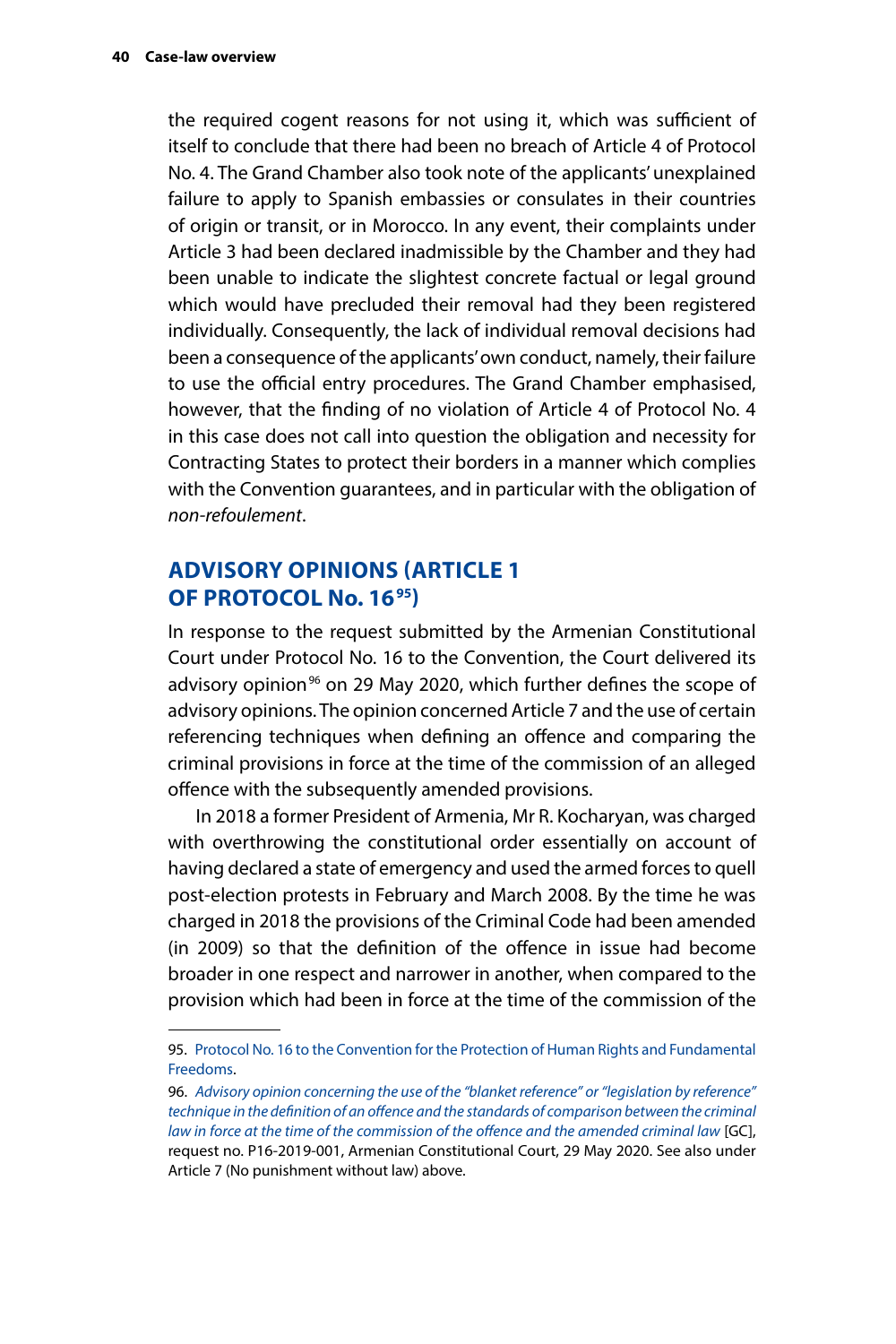the required cogent reasons for not using it, which was sufficient of itself to conclude that there had been no breach of Article 4 of Protocol No. 4. The Grand Chamber also took note of the applicants' unexplained failure to apply to Spanish embassies or consulates in their countries of origin or transit, or in Morocco. In any event, their complaints under Article 3 had been declared inadmissible by the Chamber and they had been unable to indicate the slightest concrete factual or legal ground which would have precluded their removal had they been registered individually. Consequently, the lack of individual removal decisions had been a consequence of the applicants' own conduct, namely, their failure to use the official entry procedures. The Grand Chamber emphasised, however, that the finding of no violation of Article 4 of Protocol No. 4 in this case does not call into question the obligation and necessity for Contracting States to protect their borders in a manner which complies with the Convention guarantees, and in particular with the obligation of *non-refoulement*.

## ADVISORY OPINIONS (ARTICLE 1 OF PROTOCOL No. 16[95])

In response to the request submitted by the Armenian Constitutional Court under Protocol No. 16 to the Convention, the Court delivered its advisory opinion[96] on 29 May 2020, which further defines the scope of advisory opinions. The opinion concerned Article 7 and the use of certain referencing techniques when defining an offence and comparing the criminal provisions in force at the time of the commission of an alleged offence with the subsequently amended provisions.

In 2018 a former President of Armenia, Mr R. Kocharyan, was charged with overthrowing the constitutional order essentially on account of having declared a state of emergency and used the armed forces to quell post-election protests in February and March 2008. By the time he was charged in 2018 the provisions of the Criminal Code had been amended (in 2009) so that the definition of the offence in issue had become broader in one respect and narrower in another, when compared to the provision which had been in force at the time of the commission of the

---

95. Protocol No. 16 to the Convention for the Protection of Human Rights and Fundamental Freedoms.

96. *Advisory opinion concerning the use of the "blanket reference" or "legislation by reference" technique in the definition of an offence and the standards of comparison between the criminal law in force at the time of the commission of the offence and the amended criminal law* [GC], request no. P16-2019-001, Armenian Constitutional Court, 29 May 2020. See also under Article 7 (No punishment without law) above.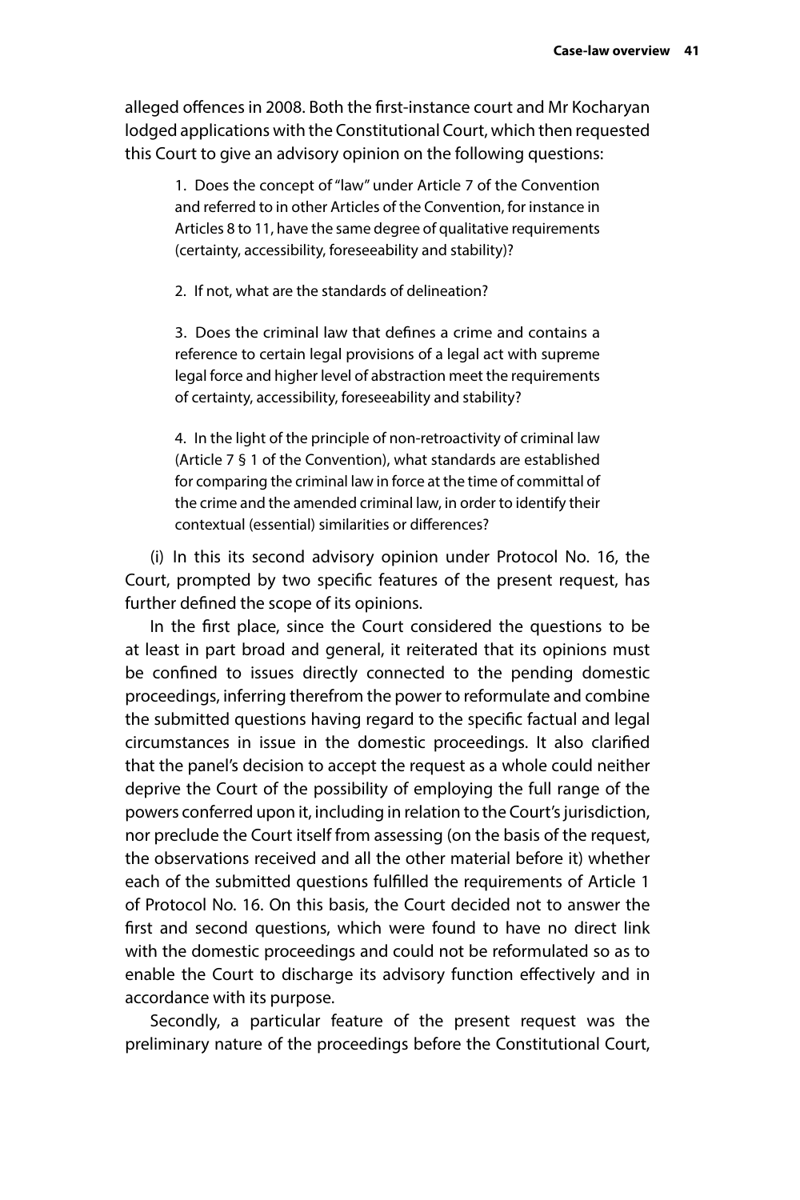alleged offences in 2008. Both the first-instance court and Mr Kocharyan lodged applications with the Constitutional Court, which then requested this Court to give an advisory opinion on the following questions:

> 1. Does the concept of "law" under Article 7 of the Convention and referred to in other Articles of the Convention, for instance in Articles 8 to 11, have the same degree of qualitative requirements (certainty, accessibility, foreseeability and stability)?
>
> 2. If not, what are the standards of delineation?
>
> 3. Does the criminal law that defines a crime and contains a reference to certain legal provisions of a legal act with supreme legal force and higher level of abstraction meet the requirements of certainty, accessibility, foreseeability and stability?
>
> 4. In the light of the principle of non-retroactivity of criminal law (Article 7 § 1 of the Convention), what standards are established for comparing the criminal law in force at the time of committal of the crime and the amended criminal law, in order to identify their contextual (essential) similarities or differences?

(i) In this its second advisory opinion under Protocol No. 16, the Court, prompted by two specific features of the present request, has further defined the scope of its opinions.

In the first place, since the Court considered the questions to be at least in part broad and general, it reiterated that its opinions must be confined to issues directly connected to the pending domestic proceedings, inferring therefrom the power to reformulate and combine the submitted questions having regard to the specific factual and legal circumstances in issue in the domestic proceedings. It also clarified that the panel's decision to accept the request as a whole could neither deprive the Court of the possibility of employing the full range of the powers conferred upon it, including in relation to the Court's jurisdiction, nor preclude the Court itself from assessing (on the basis of the request, the observations received and all the other material before it) whether each of the submitted questions fulfilled the requirements of Article 1 of Protocol No. 16. On this basis, the Court decided not to answer the first and second questions, which were found to have no direct link with the domestic proceedings and could not be reformulated so as to enable the Court to discharge its advisory function effectively and in accordance with its purpose.

Secondly, a particular feature of the present request was the preliminary nature of the proceedings before the Constitutional Court,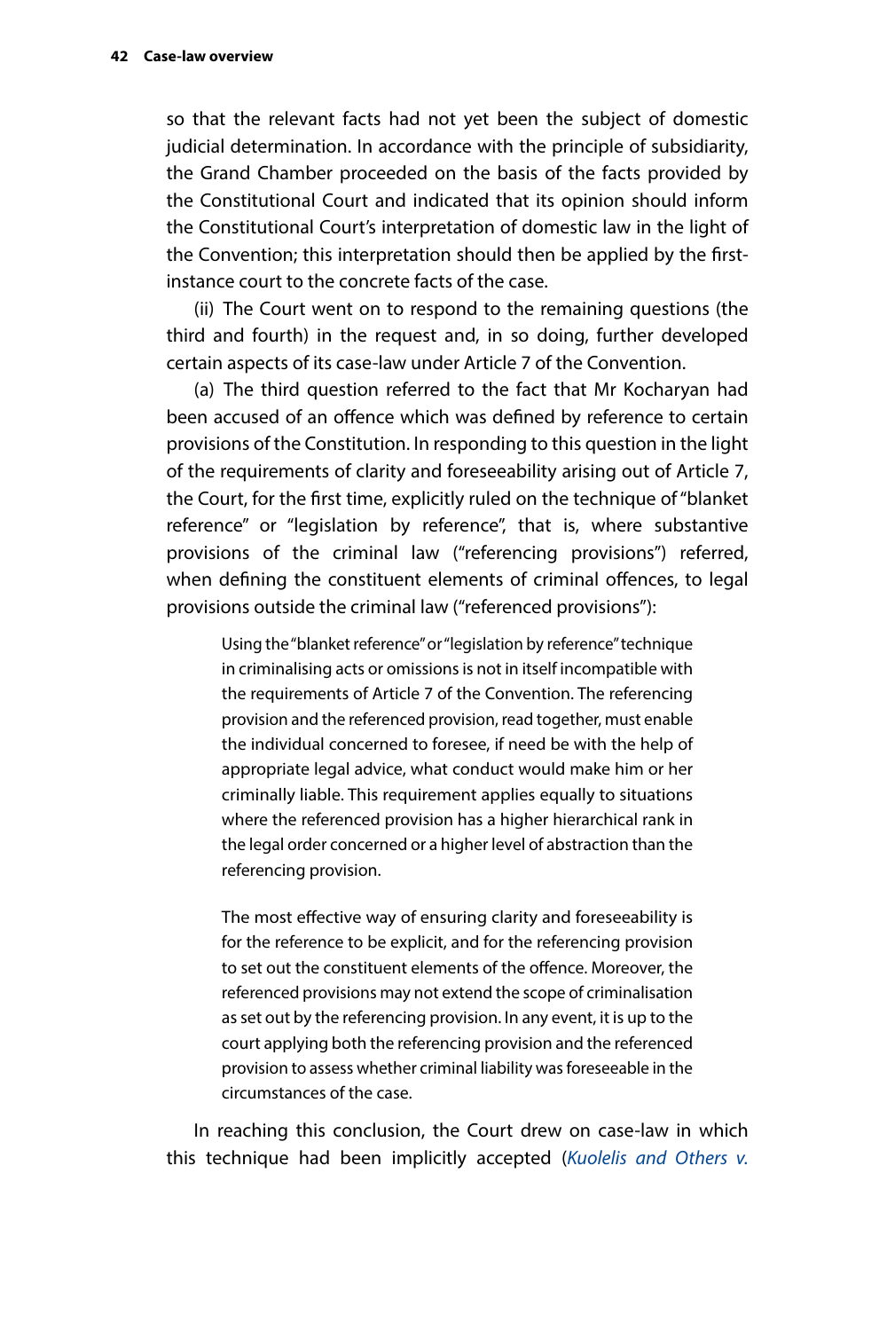so that the relevant facts had not yet been the subject of domestic judicial determination. In accordance with the principle of subsidiarity, the Grand Chamber proceeded on the basis of the facts provided by the Constitutional Court and indicated that its opinion should inform the Constitutional Court's interpretation of domestic law in the light of the Convention; this interpretation should then be applied by the first-instance court to the concrete facts of the case.

(ii) The Court went on to respond to the remaining questions (the third and fourth) in the request and, in so doing, further developed certain aspects of its case-law under Article 7 of the Convention.

(a) The third question referred to the fact that Mr Kocharyan had been accused of an offence which was defined by reference to certain provisions of the Constitution. In responding to this question in the light of the requirements of clarity and foreseeability arising out of Article 7, the Court, for the first time, explicitly ruled on the technique of "blanket reference" or "legislation by reference", that is, where substantive provisions of the criminal law ("referencing provisions") referred, when defining the constituent elements of criminal offences, to legal provisions outside the criminal law ("referenced provisions"):

> Using the "blanket reference" or "legislation by reference" technique in criminalising acts or omissions is not in itself incompatible with the requirements of Article 7 of the Convention. The referencing provision and the referenced provision, read together, must enable the individual concerned to foresee, if need be with the help of appropriate legal advice, what conduct would make him or her criminally liable. This requirement applies equally to situations where the referenced provision has a higher hierarchical rank in the legal order concerned or a higher level of abstraction than the referencing provision.
>
> The most effective way of ensuring clarity and foreseeability is for the reference to be explicit, and for the referencing provision to set out the constituent elements of the offence. Moreover, the referenced provisions may not extend the scope of criminalisation as set out by the referencing provision. In any event, it is up to the court applying both the referencing provision and the referenced provision to assess whether criminal liability was foreseeable in the circumstances of the case.

In reaching this conclusion, the Court drew on case-law in which this technique had been implicitly accepted (*Kuolelis and Others v.*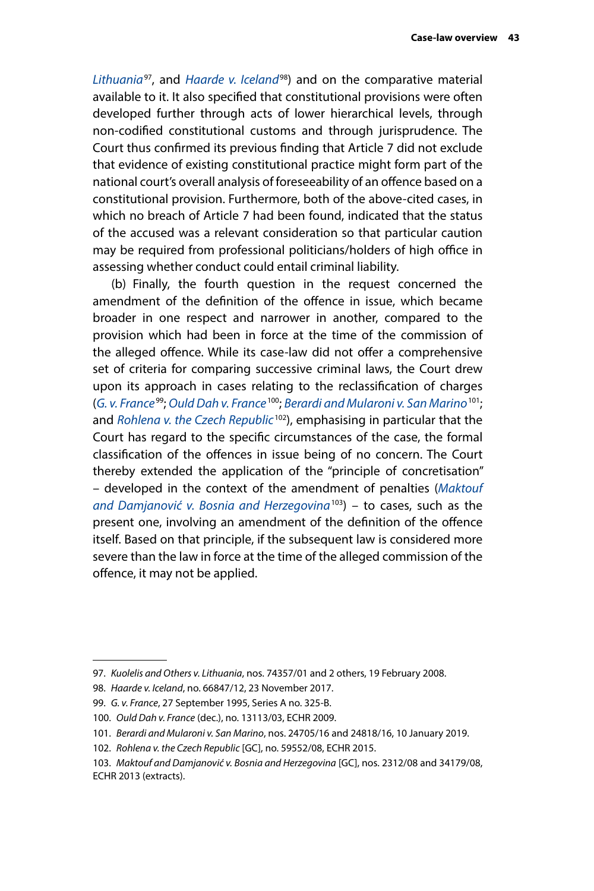*Lithuania*[97], and *Haarde v. Iceland*[98]) and on the comparative material available to it. It also specified that constitutional provisions were often developed further through acts of lower hierarchical levels, through non-codified constitutional customs and through jurisprudence. The Court thus confirmed its previous finding that Article 7 did not exclude that evidence of existing constitutional practice might form part of the national court's overall analysis of foreseeability of an offence based on a constitutional provision. Furthermore, both of the above-cited cases, in which no breach of Article 7 had been found, indicated that the status of the accused was a relevant consideration so that particular caution may be required from professional politicians/holders of high office in assessing whether conduct could entail criminal liability.

(b) Finally, the fourth question in the request concerned the amendment of the definition of the offence in issue, which became broader in one respect and narrower in another, compared to the provision which had been in force at the time of the commission of the alleged offence. While its case-law did not offer a comprehensive set of criteria for comparing successive criminal laws, the Court drew upon its approach in cases relating to the reclassification of charges (*G. v. France*[99]; *Ould Dah v. France*[100]; *Berardi and Mularoni v. San Marino*[101]; and *Rohlena v. the Czech Republic*[102]), emphasising in particular that the Court has regard to the specific circumstances of the case, the formal classification of the offences in issue being of no concern. The Court thereby extended the application of the "principle of concretisation" – developed in the context of the amendment of penalties (*Maktouf and Damjanović v. Bosnia and Herzegovina*[103]) – to cases, such as the present one, involving an amendment of the definition of the offence itself. Based on that principle, if the subsequent law is considered more severe than the law in force at the time of the alleged commission of the offence, it may not be applied.

---

97. *Kuolelis and Others v. Lithuania*, nos. 74357/01 and 2 others, 19 February 2008.

98. *Haarde v. Iceland*, no. 66847/12, 23 November 2017.

99. *G. v. France*, 27 September 1995, Series A no. 325-B.

100. *Ould Dah v. France* (dec.), no. 13113/03, ECHR 2009.

101. *Berardi and Mularoni v. San Marino*, nos. 24705/16 and 24818/16, 10 January 2019.

102. *Rohlena v. the Czech Republic* [GC], no. 59552/08, ECHR 2015.

103. *Maktouf and Damjanović v. Bosnia and Herzegovina* [GC], nos. 2312/08 and 34179/08, ECHR 2013 (extracts).